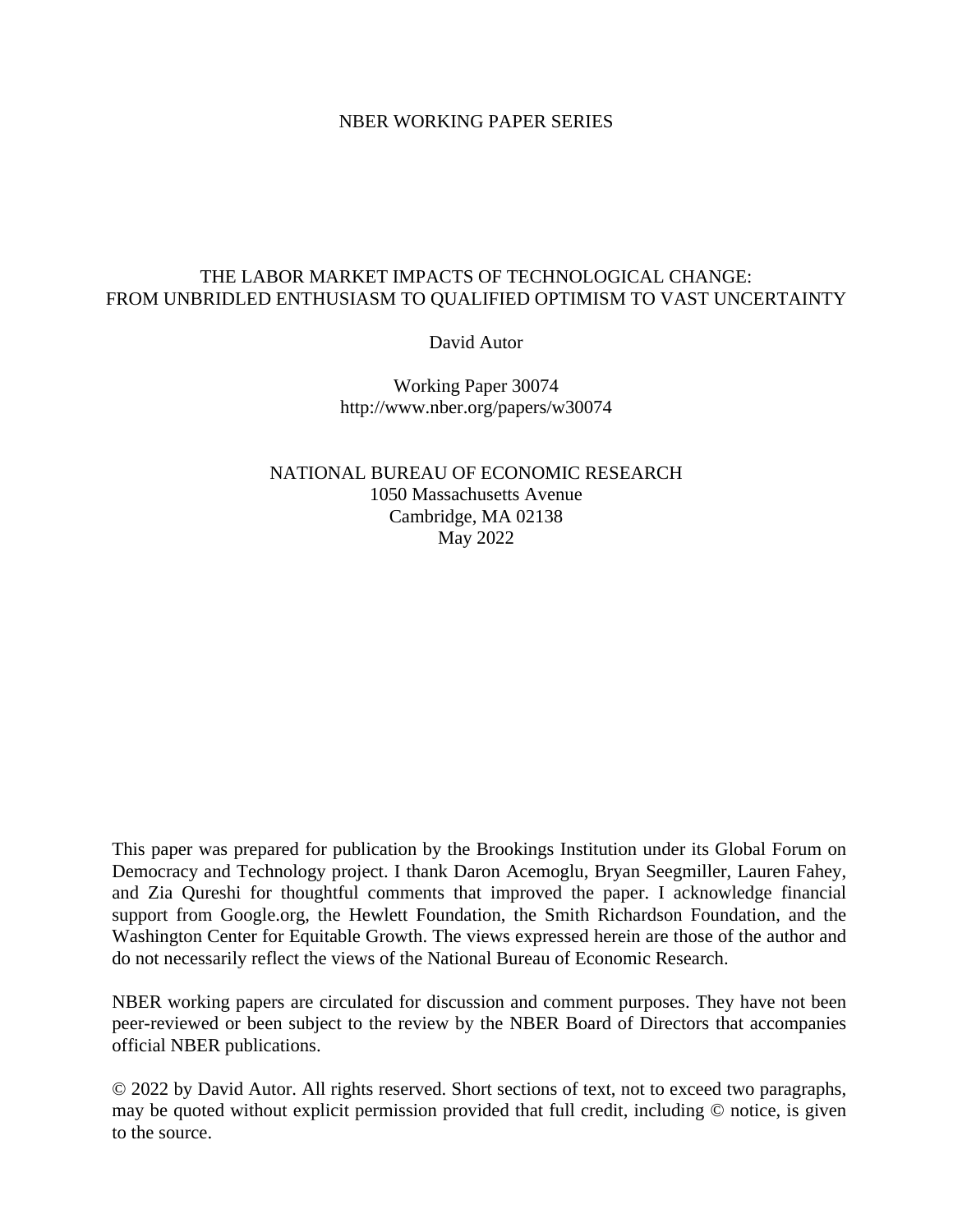NBER WORKING PAPER SERIES

# THE LABOR MARKET IMPACTS OF TECHNOLOGICAL CHANGE: FROM UNBRIDLED ENTHUSIASM TO QUALIFIED OPTIMISM TO VAST UNCERTAINTY

David Autor

Working Paper 30074
http://www.nber.org/papers/w30074

NATIONAL BUREAU OF ECONOMIC RESEARCH
1050 Massachusetts Avenue
Cambridge, MA 02138
May 2022

This paper was prepared for publication by the Brookings Institution under its Global Forum on Democracy and Technology project. I thank Daron Acemoglu, Bryan Seegmiller, Lauren Fahey, and Zia Qureshi for thoughtful comments that improved the paper. I acknowledge financial support from Google.org, the Hewlett Foundation, the Smith Richardson Foundation, and the Washington Center for Equitable Growth. The views expressed herein are those of the author and do not necessarily reflect the views of the National Bureau of Economic Research.

NBER working papers are circulated for discussion and comment purposes. They have not been peer-reviewed or been subject to the review by the NBER Board of Directors that accompanies official NBER publications.

© 2022 by David Autor. All rights reserved. Short sections of text, not to exceed two paragraphs, may be quoted without explicit permission provided that full credit, including © notice, is given to the source.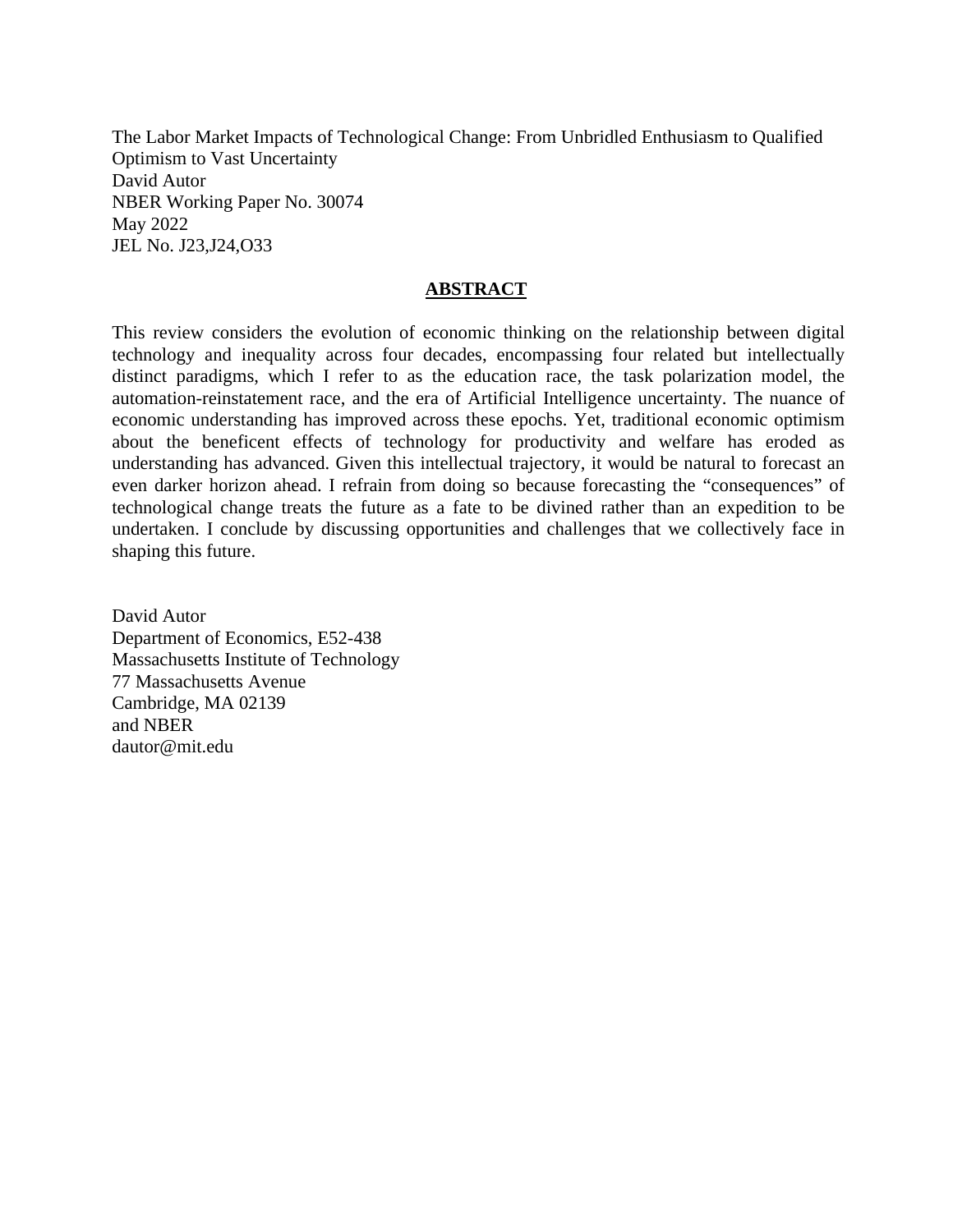The Labor Market Impacts of Technological Change: From Unbridled Enthusiasm to Qualified Optimism to Vast Uncertainty
David Autor
NBER Working Paper No. 30074
May 2022
JEL No. J23,J24,O33

## ABSTRACT

This review considers the evolution of economic thinking on the relationship between digital technology and inequality across four decades, encompassing four related but intellectually distinct paradigms, which I refer to as the education race, the task polarization model, the automation-reinstatement race, and the era of Artificial Intelligence uncertainty. The nuance of economic understanding has improved across these epochs. Yet, traditional economic optimism about the beneficent effects of technology for productivity and welfare has eroded as understanding has advanced. Given this intellectual trajectory, it would be natural to forecast an even darker horizon ahead. I refrain from doing so because forecasting the "consequences" of technological change treats the future as a fate to be divined rather than an expedition to be undertaken. I conclude by discussing opportunities and challenges that we collectively face in shaping this future.

David Autor
Department of Economics, E52-438
Massachusetts Institute of Technology
77 Massachusetts Avenue
Cambridge, MA 02139
and NBER
dautor@mit.edu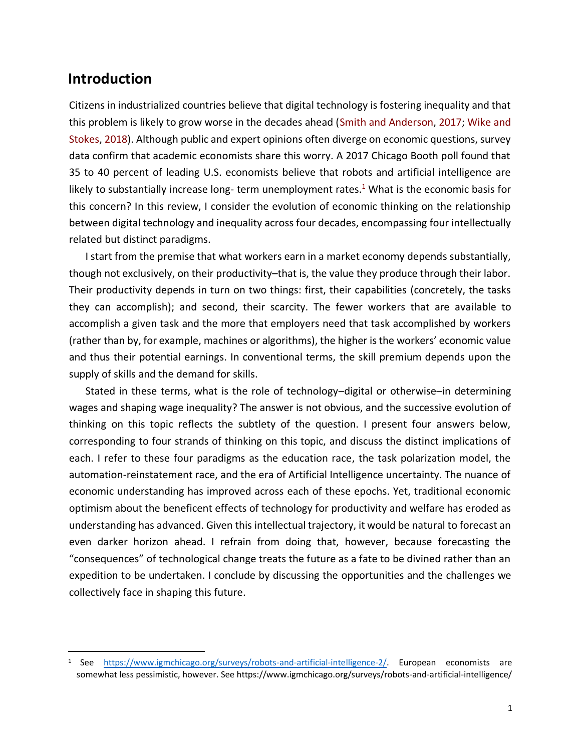## Introduction

Citizens in industrialized countries believe that digital technology is fostering inequality and that this problem is likely to grow worse in the decades ahead (Smith and Anderson, 2017; Wike and Stokes, 2018). Although public and expert opinions often diverge on economic questions, survey data confirm that academic economists share this worry. A 2017 Chicago Booth poll found that 35 to 40 percent of leading U.S. economists believe that robots and artificial intelligence are likely to substantially increase long- term unemployment rates.[1] What is the economic basis for this concern? In this review, I consider the evolution of economic thinking on the relationship between digital technology and inequality across four decades, encompassing four intellectually related but distinct paradigms.

I start from the premise that what workers earn in a market economy depends substantially, though not exclusively, on their productivity–that is, the value they produce through their labor. Their productivity depends in turn on two things: first, their capabilities (concretely, the tasks they can accomplish); and second, their scarcity. The fewer workers that are available to accomplish a given task and the more that employers need that task accomplished by workers (rather than by, for example, machines or algorithms), the higher is the workers' economic value and thus their potential earnings. In conventional terms, the skill premium depends upon the supply of skills and the demand for skills.

Stated in these terms, what is the role of technology–digital or otherwise–in determining wages and shaping wage inequality? The answer is not obvious, and the successive evolution of thinking on this topic reflects the subtlety of the question. I present four answers below, corresponding to four strands of thinking on this topic, and discuss the distinct implications of each. I refer to these four paradigms as the education race, the task polarization model, the automation-reinstatement race, and the era of Artificial Intelligence uncertainty. The nuance of economic understanding has improved across each of these epochs. Yet, traditional economic optimism about the beneficent effects of technology for productivity and welfare has eroded as understanding has advanced. Given this intellectual trajectory, it would be natural to forecast an even darker horizon ahead. I refrain from doing that, however, because forecasting the "consequences" of technological change treats the future as a fate to be divined rather than an expedition to be undertaken. I conclude by discussing the opportunities and the challenges we collectively face in shaping this future.

---

[1] See https://www.igmchicago.org/surveys/robots-and-artificial-intelligence-2/. European economists are somewhat less pessimistic, however. See https://www.igmchicago.org/surveys/robots-and-artificial-intelligence/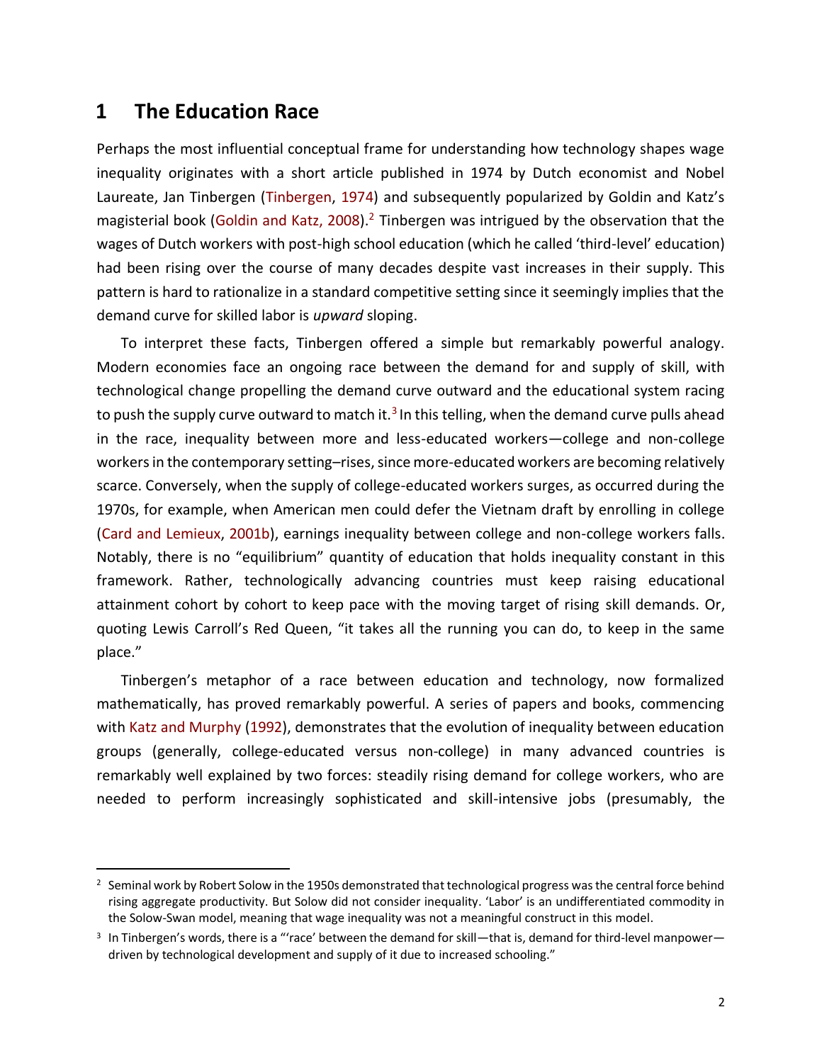# 1 The Education Race

Perhaps the most influential conceptual frame for understanding how technology shapes wage inequality originates with a short article published in 1974 by Dutch economist and Nobel Laureate, Jan Tinbergen (Tinbergen, 1974) and subsequently popularized by Goldin and Katz's magisterial book (Goldin and Katz, 2008).[2] Tinbergen was intrigued by the observation that the wages of Dutch workers with post-high school education (which he called 'third-level' education) had been rising over the course of many decades despite vast increases in their supply. This pattern is hard to rationalize in a standard competitive setting since it seemingly implies that the demand curve for skilled labor is *upward* sloping.

To interpret these facts, Tinbergen offered a simple but remarkably powerful analogy. Modern economies face an ongoing race between the demand for and supply of skill, with technological change propelling the demand curve outward and the educational system racing to push the supply curve outward to match it.[3] In this telling, when the demand curve pulls ahead in the race, inequality between more and less-educated workers—college and non-college workers in the contemporary setting–rises, since more-educated workers are becoming relatively scarce. Conversely, when the supply of college-educated workers surges, as occurred during the 1970s, for example, when American men could defer the Vietnam draft by enrolling in college (Card and Lemieux, 2001b), earnings inequality between college and non-college workers falls. Notably, there is no "equilibrium" quantity of education that holds inequality constant in this framework. Rather, technologically advancing countries must keep raising educational attainment cohort by cohort to keep pace with the moving target of rising skill demands. Or, quoting Lewis Carroll's Red Queen, "it takes all the running you can do, to keep in the same place."

Tinbergen's metaphor of a race between education and technology, now formalized mathematically, has proved remarkably powerful. A series of papers and books, commencing with Katz and Murphy (1992), demonstrates that the evolution of inequality between education groups (generally, college-educated versus non-college) in many advanced countries is remarkably well explained by two forces: steadily rising demand for college workers, who are needed to perform increasingly sophisticated and skill-intensive jobs (presumably, the

---

[2] Seminal work by Robert Solow in the 1950s demonstrated that technological progress was the central force behind rising aggregate productivity. But Solow did not consider inequality. 'Labor' is an undifferentiated commodity in the Solow-Swan model, meaning that wage inequality was not a meaningful construct in this model.

[3] In Tinbergen's words, there is a "'race' between the demand for skill—that is, demand for third-level manpower—driven by technological development and supply of it due to increased schooling."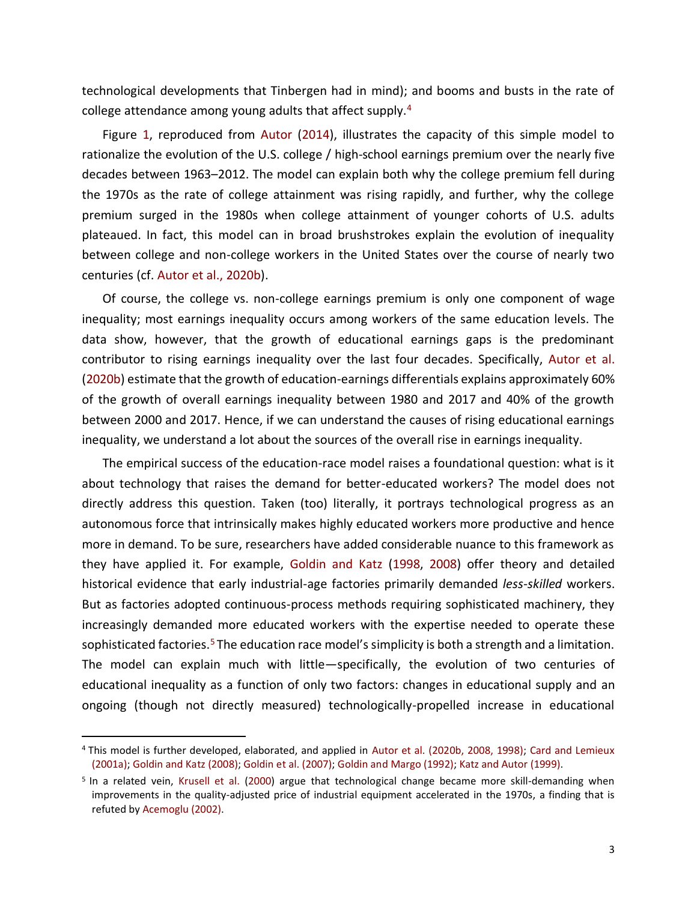technological developments that Tinbergen had in mind); and booms and busts in the rate of college attendance among young adults that affect supply.[4]

Figure 1, reproduced from Autor (2014), illustrates the capacity of this simple model to rationalize the evolution of the U.S. college / high-school earnings premium over the nearly five decades between 1963–2012. The model can explain both why the college premium fell during the 1970s as the rate of college attainment was rising rapidly, and further, why the college premium surged in the 1980s when college attainment of younger cohorts of U.S. adults plateaued. In fact, this model can in broad brushstrokes explain the evolution of inequality between college and non-college workers in the United States over the course of nearly two centuries (cf. Autor et al., 2020b).

Of course, the college vs. non-college earnings premium is only one component of wage inequality; most earnings inequality occurs among workers of the same education levels. The data show, however, that the growth of educational earnings gaps is the predominant contributor to rising earnings inequality over the last four decades. Specifically, Autor et al. (2020b) estimate that the growth of education-earnings differentials explains approximately 60% of the growth of overall earnings inequality between 1980 and 2017 and 40% of the growth between 2000 and 2017. Hence, if we can understand the causes of rising educational earnings inequality, we understand a lot about the sources of the overall rise in earnings inequality.

The empirical success of the education-race model raises a foundational question: what is it about technology that raises the demand for better-educated workers? The model does not directly address this question. Taken (too) literally, it portrays technological progress as an autonomous force that intrinsically makes highly educated workers more productive and hence more in demand. To be sure, researchers have added considerable nuance to this framework as they have applied it. For example, Goldin and Katz (1998, 2008) offer theory and detailed historical evidence that early industrial-age factories primarily demanded *less-skilled* workers. But as factories adopted continuous-process methods requiring sophisticated machinery, they increasingly demanded more educated workers with the expertise needed to operate these sophisticated factories.[5] The education race model's simplicity is both a strength and a limitation. The model can explain much with little—specifically, the evolution of two centuries of educational inequality as a function of only two factors: changes in educational supply and an ongoing (though not directly measured) technologically-propelled increase in educational

[4] This model is further developed, elaborated, and applied in Autor et al. (2020b, 2008, 1998); Card and Lemieux (2001a); Goldin and Katz (2008); Goldin et al. (2007); Goldin and Margo (1992); Katz and Autor (1999).

[5] In a related vein, Krusell et al. (2000) argue that technological change became more skill-demanding when improvements in the quality-adjusted price of industrial equipment accelerated in the 1970s, a finding that is refuted by Acemoglu (2002).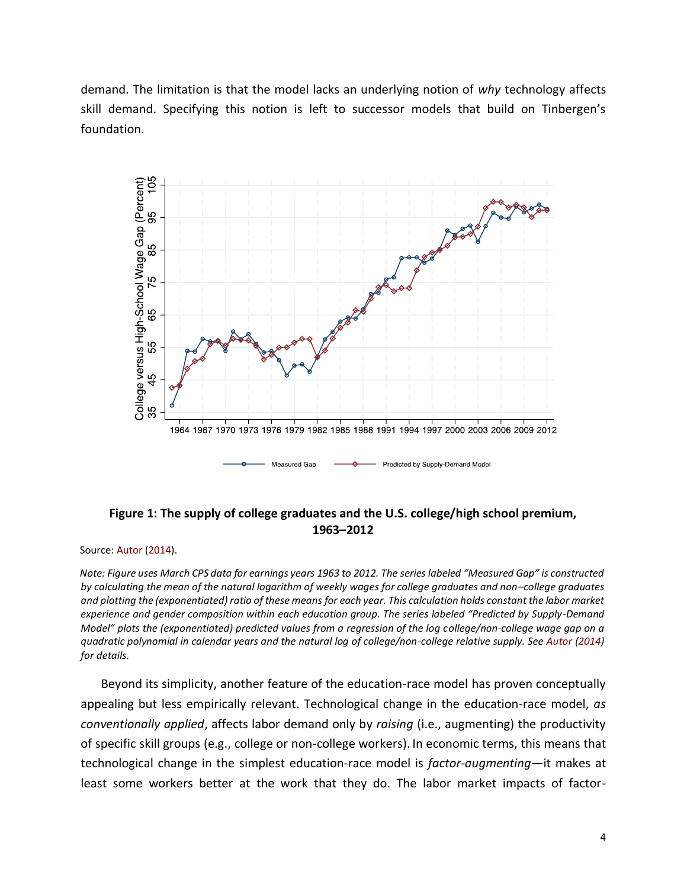demand. The limitation is that the model lacks an underlying notion of *why* technology affects skill demand. Specifying this notion is left to successor models that build on Tinbergen's foundation.

**Figure 1: The supply of college graduates and the U.S. college/high school premium, 1963–2012**

Source: Autor (2014).

*Note: Figure uses March CPS data for earnings years 1963 to 2012. The series labeled "Measured Gap" is constructed by calculating the mean of the natural logarithm of weekly wages for college graduates and non–college graduates and plotting the (exponentiated) ratio of these means for each year. This calculation holds constant the labor market experience and gender composition within each education group. The series labeled "Predicted by Supply-Demand Model" plots the (exponentiated) predicted values from a regression of the log college/non-college wage gap on a quadratic polynomial in calendar years and the natural log of college/non-college relative supply. See Autor (2014) for details.*

Beyond its simplicity, another feature of the education-race model has proven conceptually appealing but less empirically relevant. Technological change in the education-race model, *as conventionally applied*, affects labor demand only by *raising* (i.e., augmenting) the productivity of specific skill groups (e.g., college or non-college workers). In economic terms, this means that technological change in the simplest education-race model is *factor-augmenting*—it makes at least some workers better at the work that they do. The labor market impacts of factor-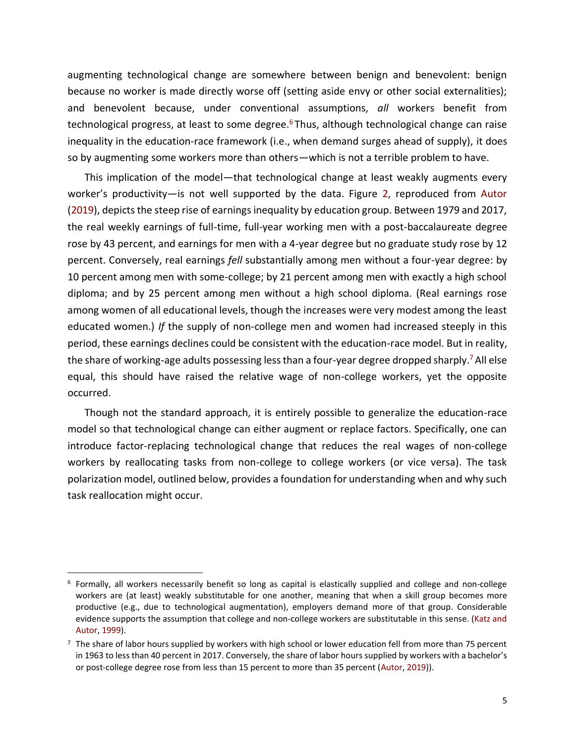augmenting technological change are somewhere between benign and benevolent: benign because no worker is made directly worse off (setting aside envy or other social externalities); and benevolent because, under conventional assumptions, *all* workers benefit from technological progress, at least to some degree.[6] Thus, although technological change can raise inequality in the education-race framework (i.e., when demand surges ahead of supply), it does so by augmenting some workers more than others—which is not a terrible problem to have.

This implication of the model—that technological change at least weakly augments every worker's productivity—is not well supported by the data. Figure 2, reproduced from Autor (2019), depicts the steep rise of earnings inequality by education group. Between 1979 and 2017, the real weekly earnings of full-time, full-year working men with a post-baccalaureate degree rose by 43 percent, and earnings for men with a 4-year degree but no graduate study rose by 12 percent. Conversely, real earnings *fell* substantially among men without a four-year degree: by 10 percent among men with some-college; by 21 percent among men with exactly a high school diploma; and by 25 percent among men without a high school diploma. (Real earnings rose among women of all educational levels, though the increases were very modest among the least educated women.) *If* the supply of non-college men and women had increased steeply in this period, these earnings declines could be consistent with the education-race model. But in reality, the share of working-age adults possessing less than a four-year degree dropped sharply.[7] All else equal, this should have raised the relative wage of non-college workers, yet the opposite occurred.

Though not the standard approach, it is entirely possible to generalize the education-race model so that technological change can either augment or replace factors. Specifically, one can introduce factor-replacing technological change that reduces the real wages of non-college workers by reallocating tasks from non-college to college workers (or vice versa). The task polarization model, outlined below, provides a foundation for understanding when and why such task reallocation might occur.

---

[6] Formally, all workers necessarily benefit so long as capital is elastically supplied and college and non-college workers are (at least) weakly substitutable for one another, meaning that when a skill group becomes more productive (e.g., due to technological augmentation), employers demand more of that group. Considerable evidence supports the assumption that college and non-college workers are substitutable in this sense. (Katz and Autor, 1999).

[7] The share of labor hours supplied by workers with high school or lower education fell from more than 75 percent in 1963 to less than 40 percent in 2017. Conversely, the share of labor hours supplied by workers with a bachelor's or post-college degree rose from less than 15 percent to more than 35 percent (Autor, 2019)).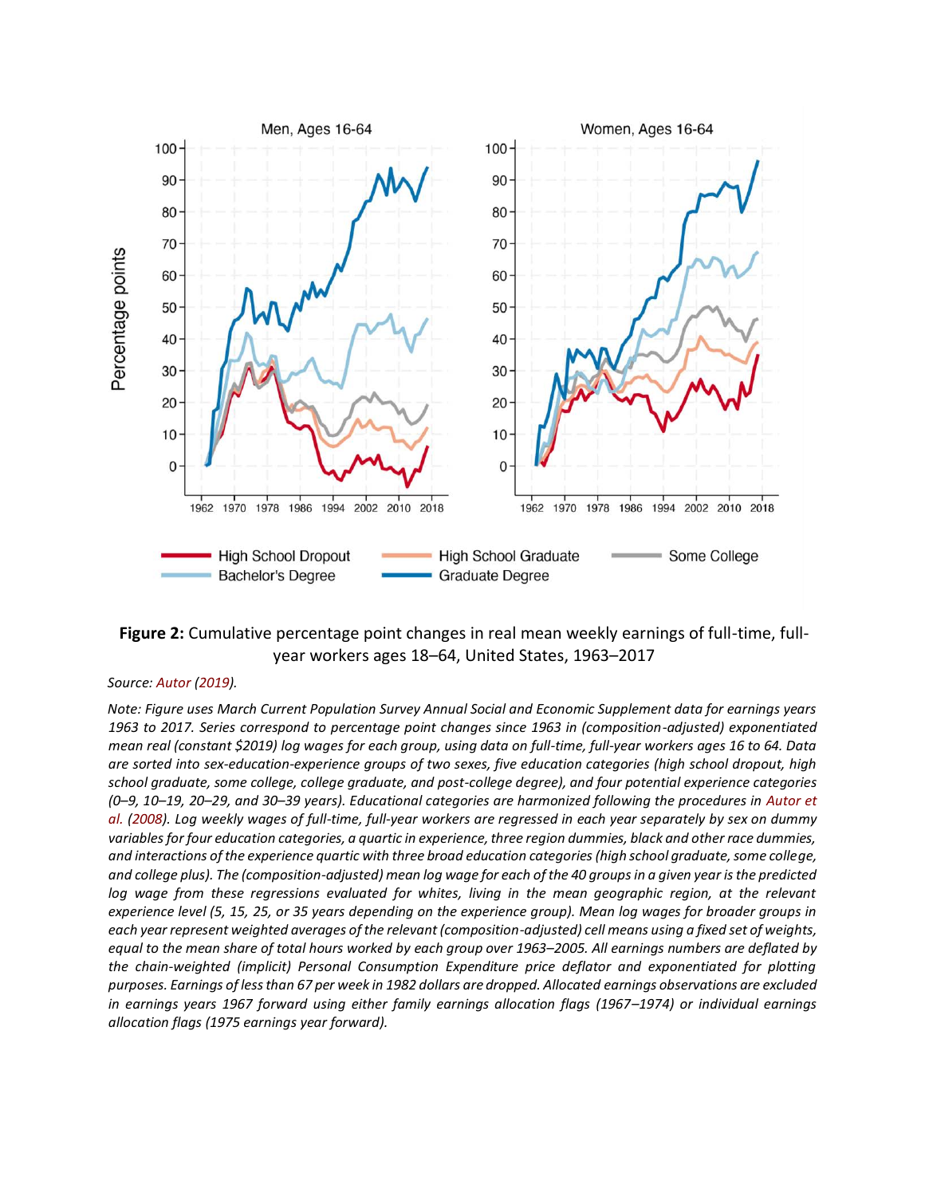**Figure 2:** Cumulative percentage point changes in real mean weekly earnings of full-time, full-year workers ages 18–64, United States, 1963–2017

*Source: Autor (2019).*

*Note: Figure uses March Current Population Survey Annual Social and Economic Supplement data for earnings years 1963 to 2017. Series correspond to percentage point changes since 1963 in (composition-adjusted) exponentiated mean real (constant $2019) log wages for each group, using data on full-time, full-year workers ages 16 to 64. Data are sorted into sex-education-experience groups of two sexes, five education categories (high school dropout, high school graduate, some college, college graduate, and post-college degree), and four potential experience categories (0–9, 10–19, 20–29, and 30–39 years). Educational categories are harmonized following the procedures in Autor et al. (2008). Log weekly wages of full-time, full-year workers are regressed in each year separately by sex on dummy variables for four education categories, a quartic in experience, three region dummies, black and other race dummies, and interactions of the experience quartic with three broad education categories (high school graduate, some college, and college plus). The (composition-adjusted) mean log wage for each of the 40 groups in a given year is the predicted log wage from these regressions evaluated for whites, living in the mean geographic region, at the relevant experience level (5, 15, 25, or 35 years depending on the experience group). Mean log wages for broader groups in each year represent weighted averages of the relevant (composition-adjusted) cell means using a fixed set of weights, equal to the mean share of total hours worked by each group over 1963–2005. All earnings numbers are deflated by the chain-weighted (implicit) Personal Consumption Expenditure price deflator and exponentiated for plotting purposes. Earnings of less than 67 per week in 1982 dollars are dropped. Allocated earnings observations are excluded in earnings years 1967 forward using either family earnings allocation flags (1967–1974) or individual earnings allocation flags (1975 earnings year forward).*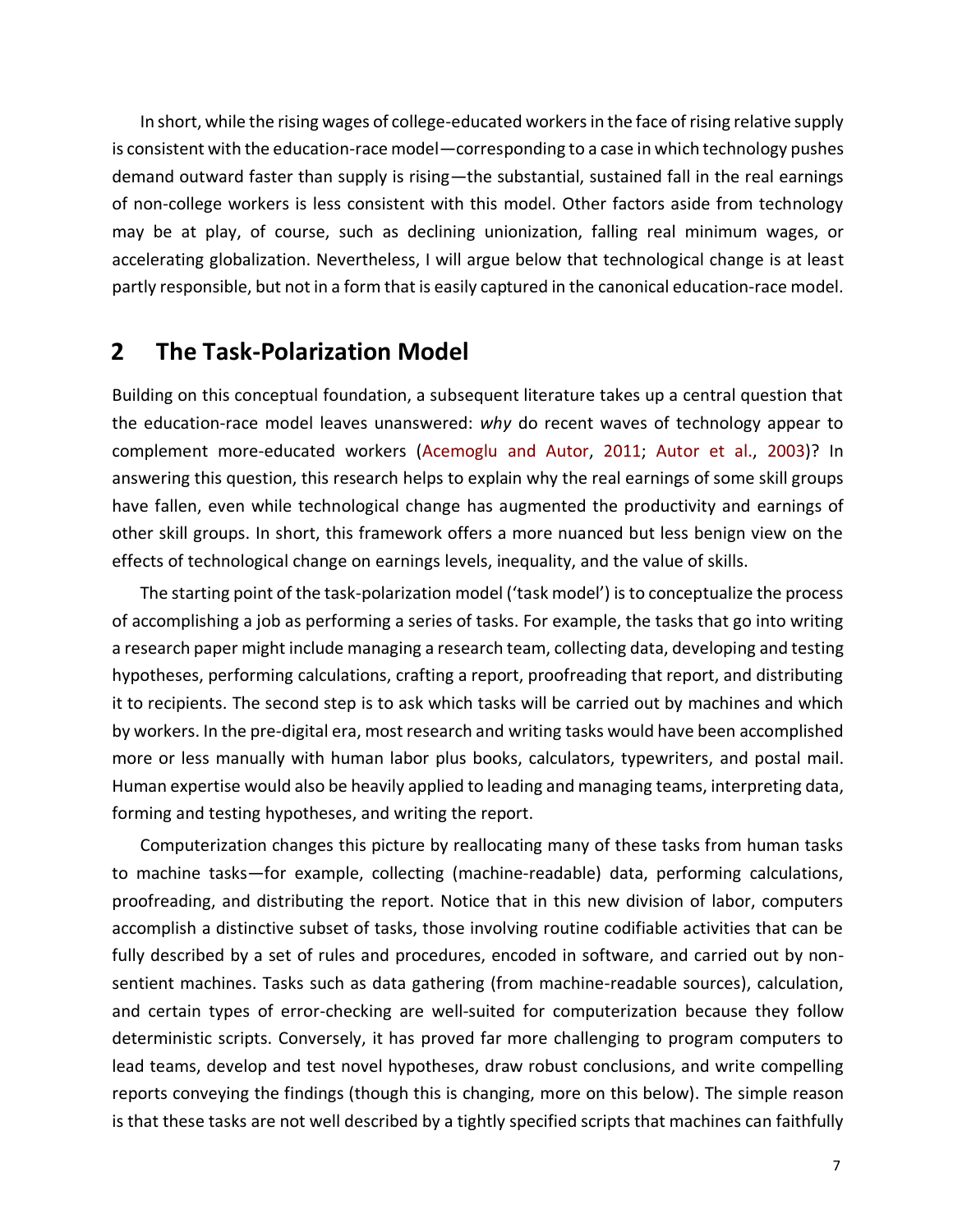In short, while the rising wages of college-educated workers in the face of rising relative supply is consistent with the education-race model—corresponding to a case in which technology pushes demand outward faster than supply is rising—the substantial, sustained fall in the real earnings of non-college workers is less consistent with this model. Other factors aside from technology may be at play, of course, such as declining unionization, falling real minimum wages, or accelerating globalization. Nevertheless, I will argue below that technological change is at least partly responsible, but not in a form that is easily captured in the canonical education-race model.

## 2 The Task-Polarization Model

Building on this conceptual foundation, a subsequent literature takes up a central question that the education-race model leaves unanswered: *why* do recent waves of technology appear to complement more-educated workers (Acemoglu and Autor, 2011; Autor et al., 2003)? In answering this question, this research helps to explain why the real earnings of some skill groups have fallen, even while technological change has augmented the productivity and earnings of other skill groups. In short, this framework offers a more nuanced but less benign view on the effects of technological change on earnings levels, inequality, and the value of skills.

The starting point of the task-polarization model ('task model') is to conceptualize the process of accomplishing a job as performing a series of tasks. For example, the tasks that go into writing a research paper might include managing a research team, collecting data, developing and testing hypotheses, performing calculations, crafting a report, proofreading that report, and distributing it to recipients. The second step is to ask which tasks will be carried out by machines and which by workers. In the pre-digital era, most research and writing tasks would have been accomplished more or less manually with human labor plus books, calculators, typewriters, and postal mail. Human expertise would also be heavily applied to leading and managing teams, interpreting data, forming and testing hypotheses, and writing the report.

Computerization changes this picture by reallocating many of these tasks from human tasks to machine tasks—for example, collecting (machine-readable) data, performing calculations, proofreading, and distributing the report. Notice that in this new division of labor, computers accomplish a distinctive subset of tasks, those involving routine codifiable activities that can be fully described by a set of rules and procedures, encoded in software, and carried out by non-sentient machines. Tasks such as data gathering (from machine-readable sources), calculation, and certain types of error-checking are well-suited for computerization because they follow deterministic scripts. Conversely, it has proved far more challenging to program computers to lead teams, develop and test novel hypotheses, draw robust conclusions, and write compelling reports conveying the findings (though this is changing, more on this below). The simple reason is that these tasks are not well described by a tightly specified scripts that machines can faithfully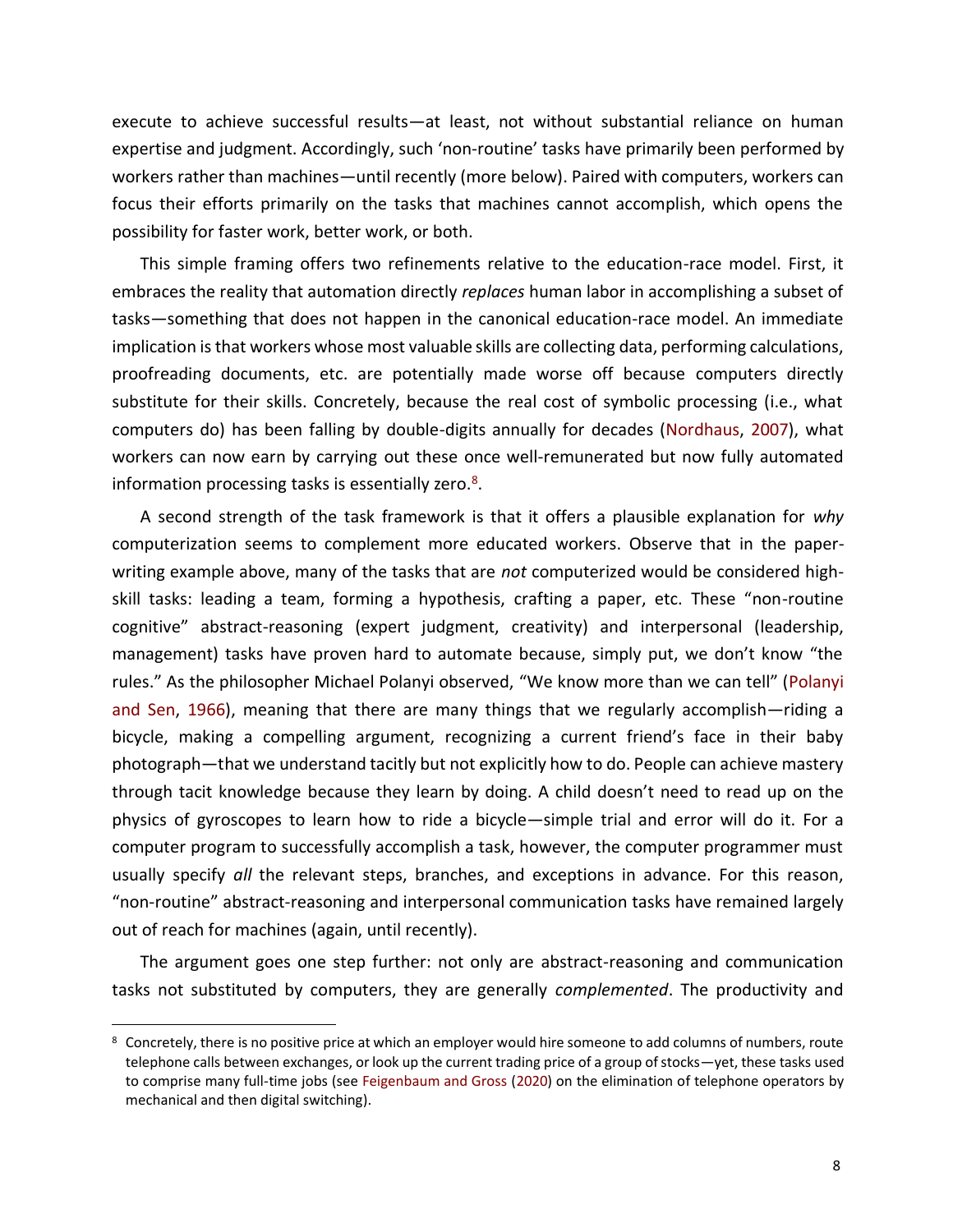execute to achieve successful results—at least, not without substantial reliance on human expertise and judgment. Accordingly, such 'non-routine' tasks have primarily been performed by workers rather than machines—until recently (more below). Paired with computers, workers can focus their efforts primarily on the tasks that machines cannot accomplish, which opens the possibility for faster work, better work, or both.

This simple framing offers two refinements relative to the education-race model. First, it embraces the reality that automation directly *replaces* human labor in accomplishing a subset of tasks—something that does not happen in the canonical education-race model. An immediate implication is that workers whose most valuable skills are collecting data, performing calculations, proofreading documents, etc. are potentially made worse off because computers directly substitute for their skills. Concretely, because the real cost of symbolic processing (i.e., what computers do) has been falling by double-digits annually for decades (Nordhaus, 2007), what workers can now earn by carrying out these once well-remunerated but now fully automated information processing tasks is essentially zero.[8].

A second strength of the task framework is that it offers a plausible explanation for *why* computerization seems to complement more educated workers. Observe that in the paper-writing example above, many of the tasks that are *not* computerized would be considered high-skill tasks: leading a team, forming a hypothesis, crafting a paper, etc. These "non-routine cognitive" abstract-reasoning (expert judgment, creativity) and interpersonal (leadership, management) tasks have proven hard to automate because, simply put, we don't know "the rules." As the philosopher Michael Polanyi observed, "We know more than we can tell" (Polanyi and Sen, 1966), meaning that there are many things that we regularly accomplish—riding a bicycle, making a compelling argument, recognizing a current friend's face in their baby photograph—that we understand tacitly but not explicitly how to do. People can achieve mastery through tacit knowledge because they learn by doing. A child doesn't need to read up on the physics of gyroscopes to learn how to ride a bicycle—simple trial and error will do it. For a computer program to successfully accomplish a task, however, the computer programmer must usually specify *all* the relevant steps, branches, and exceptions in advance. For this reason, "non-routine" abstract-reasoning and interpersonal communication tasks have remained largely out of reach for machines (again, until recently).

The argument goes one step further: not only are abstract-reasoning and communication tasks not substituted by computers, they are generally *complemented*. The productivity and

[8] Concretely, there is no positive price at which an employer would hire someone to add columns of numbers, route telephone calls between exchanges, or look up the current trading price of a group of stocks—yet, these tasks used to comprise many full-time jobs (see Feigenbaum and Gross (2020) on the elimination of telephone operators by mechanical and then digital switching).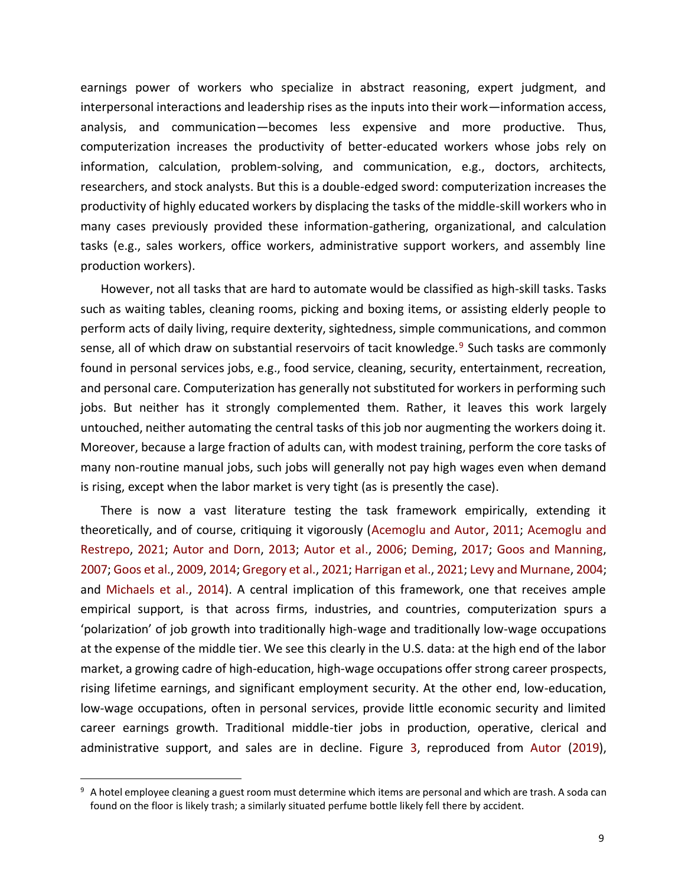earnings power of workers who specialize in abstract reasoning, expert judgment, and interpersonal interactions and leadership rises as the inputs into their work—information access, analysis, and communication—becomes less expensive and more productive. Thus, computerization increases the productivity of better-educated workers whose jobs rely on information, calculation, problem-solving, and communication, e.g., doctors, architects, researchers, and stock analysts. But this is a double-edged sword: computerization increases the productivity of highly educated workers by displacing the tasks of the middle-skill workers who in many cases previously provided these information-gathering, organizational, and calculation tasks (e.g., sales workers, office workers, administrative support workers, and assembly line production workers).

However, not all tasks that are hard to automate would be classified as high-skill tasks. Tasks such as waiting tables, cleaning rooms, picking and boxing items, or assisting elderly people to perform acts of daily living, require dexterity, sightedness, simple communications, and common sense, all of which draw on substantial reservoirs of tacit knowledge.[9] Such tasks are commonly found in personal services jobs, e.g., food service, cleaning, security, entertainment, recreation, and personal care. Computerization has generally not substituted for workers in performing such jobs. But neither has it strongly complemented them. Rather, it leaves this work largely untouched, neither automating the central tasks of this job nor augmenting the workers doing it. Moreover, because a large fraction of adults can, with modest training, perform the core tasks of many non-routine manual jobs, such jobs will generally not pay high wages even when demand is rising, except when the labor market is very tight (as is presently the case).

There is now a vast literature testing the task framework empirically, extending it theoretically, and of course, critiquing it vigorously (Acemoglu and Autor, 2011; Acemoglu and Restrepo, 2021; Autor and Dorn, 2013; Autor et al., 2006; Deming, 2017; Goos and Manning, 2007; Goos et al., 2009, 2014; Gregory et al., 2021; Harrigan et al., 2021; Levy and Murnane, 2004; and Michaels et al., 2014). A central implication of this framework, one that receives ample empirical support, is that across firms, industries, and countries, computerization spurs a 'polarization' of job growth into traditionally high-wage and traditionally low-wage occupations at the expense of the middle tier. We see this clearly in the U.S. data: at the high end of the labor market, a growing cadre of high-education, high-wage occupations offer strong career prospects, rising lifetime earnings, and significant employment security. At the other end, low-education, low-wage occupations, often in personal services, provide little economic security and limited career earnings growth. Traditional middle-tier jobs in production, operative, clerical and administrative support, and sales are in decline. Figure 3, reproduced from Autor (2019),

[9] A hotel employee cleaning a guest room must determine which items are personal and which are trash. A soda can found on the floor is likely trash; a similarly situated perfume bottle likely fell there by accident.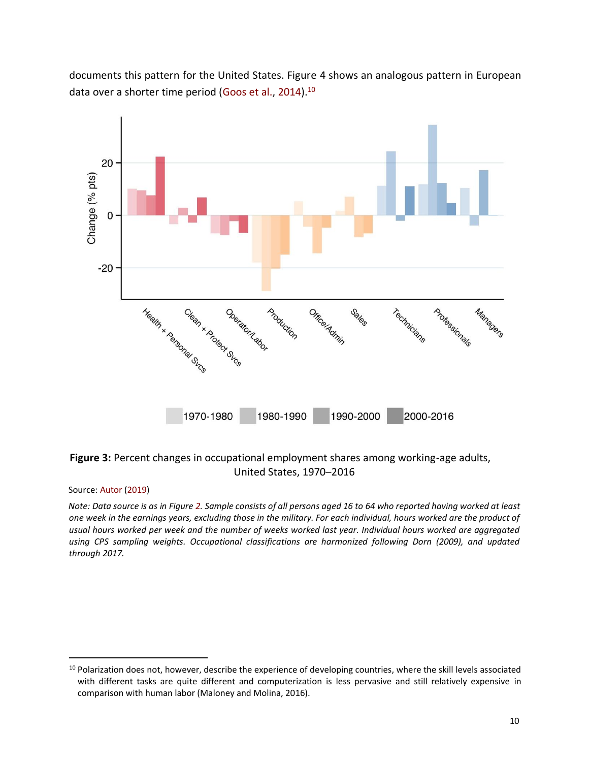documents this pattern for the United States. Figure 4 shows an analogous pattern in European data over a shorter time period (Goos et al., 2014).[10]

**Figure 3:** Percent changes in occupational employment shares among working-age adults, United States, 1970–2016

Source: Autor (2019)

*Note: Data source is as in Figure 2. Sample consists of all persons aged 16 to 64 who reported having worked at least one week in the earnings years, excluding those in the military. For each individual, hours worked are the product of usual hours worked per week and the number of weeks worked last year. Individual hours worked are aggregated using CPS sampling weights. Occupational classifications are harmonized following Dorn (2009), and updated through 2017.*

[10] Polarization does not, however, describe the experience of developing countries, where the skill levels associated with different tasks are quite different and computerization is less pervasive and still relatively expensive in comparison with human labor (Maloney and Molina, 2016).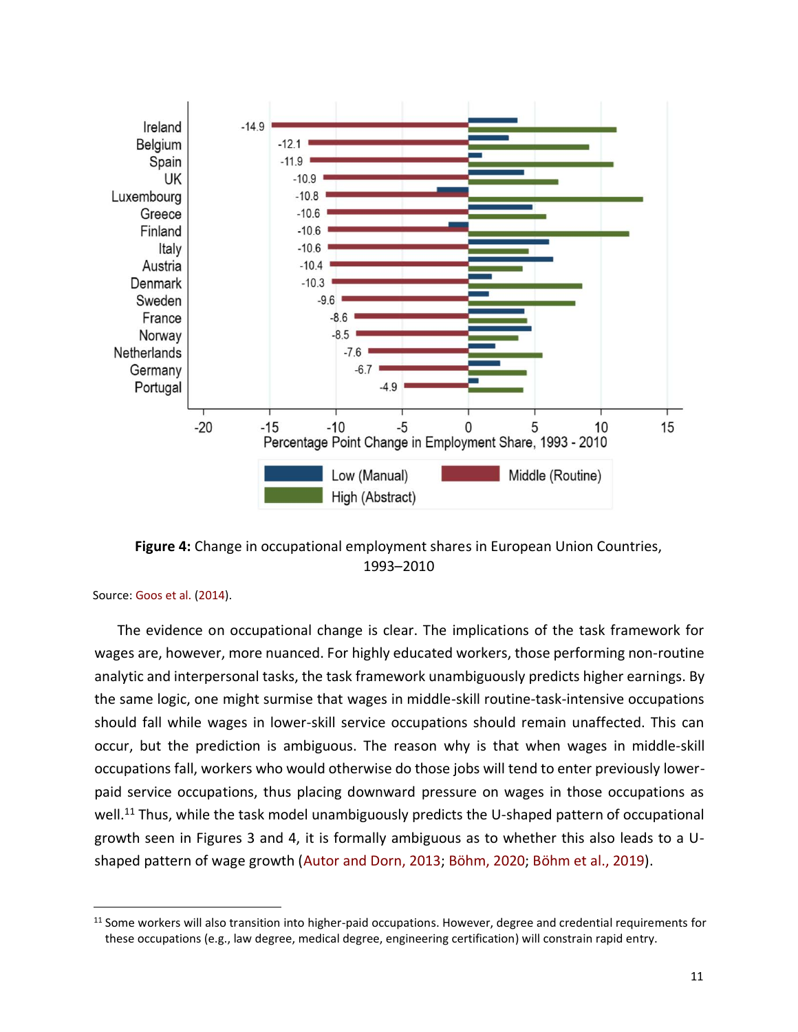**Figure 4:** Change in occupational employment shares in European Union Countries, 1993–2010

Source: Goos et al. (2014).

The evidence on occupational change is clear. The implications of the task framework for wages are, however, more nuanced. For highly educated workers, those performing non-routine analytic and interpersonal tasks, the task framework unambiguously predicts higher earnings. By the same logic, one might surmise that wages in middle-skill routine-task-intensive occupations should fall while wages in lower-skill service occupations should remain unaffected. This can occur, but the prediction is ambiguous. The reason why is that when wages in middle-skill occupations fall, workers who would otherwise do those jobs will tend to enter previously lower-paid service occupations, thus placing downward pressure on wages in those occupations as well.[11] Thus, while the task model unambiguously predicts the U-shaped pattern of occupational growth seen in Figures 3 and 4, it is formally ambiguous as to whether this also leads to a U-shaped pattern of wage growth (Autor and Dorn, 2013; Böhm, 2020; Böhm et al., 2019).

[11] Some workers will also transition into higher-paid occupations. However, degree and credential requirements for these occupations (e.g., law degree, medical degree, engineering certification) will constrain rapid entry.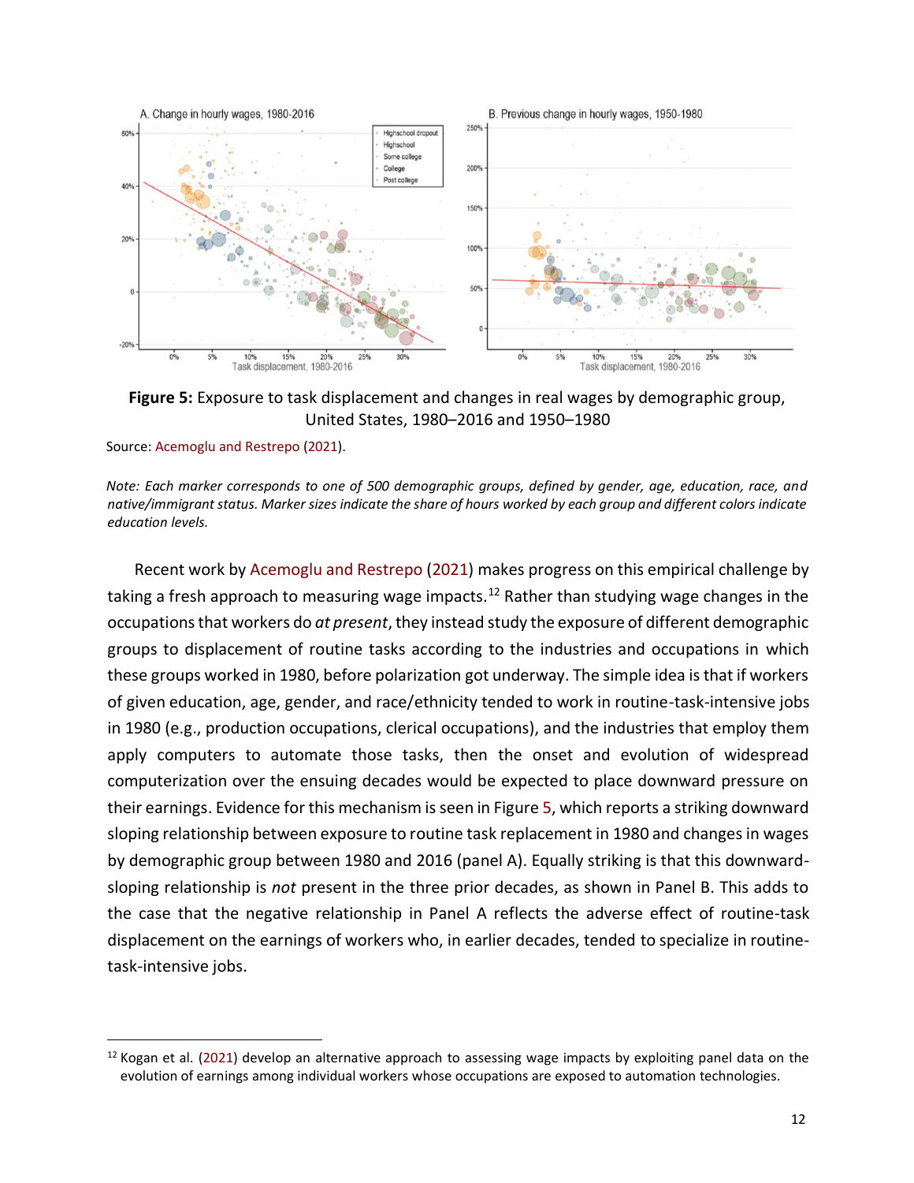**Figure 5:** Exposure to task displacement and changes in real wages by demographic group, United States, 1980–2016 and 1950–1980

Source: Acemoglu and Restrepo (2021).

*Note: Each marker corresponds to one of 500 demographic groups, defined by gender, age, education, race, and native/immigrant status. Marker sizes indicate the share of hours worked by each group and different colors indicate education levels.*

Recent work by Acemoglu and Restrepo (2021) makes progress on this empirical challenge by taking a fresh approach to measuring wage impacts.[12] Rather than studying wage changes in the occupations that workers do *at present*, they instead study the exposure of different demographic groups to displacement of routine tasks according to the industries and occupations in which these groups worked in 1980, before polarization got underway. The simple idea is that if workers of given education, age, gender, and race/ethnicity tended to work in routine-task-intensive jobs in 1980 (e.g., production occupations, clerical occupations), and the industries that employ them apply computers to automate those tasks, then the onset and evolution of widespread computerization over the ensuing decades would be expected to place downward pressure on their earnings. Evidence for this mechanism is seen in Figure 5, which reports a striking downward sloping relationship between exposure to routine task replacement in 1980 and changes in wages by demographic group between 1980 and 2016 (panel A). Equally striking is that this downward-sloping relationship is *not* present in the three prior decades, as shown in Panel B. This adds to the case that the negative relationship in Panel A reflects the adverse effect of routine-task displacement on the earnings of workers who, in earlier decades, tended to specialize in routine-task-intensive jobs.

[12] Kogan et al. (2021) develop an alternative approach to assessing wage impacts by exploiting panel data on the evolution of earnings among individual workers whose occupations are exposed to automation technologies.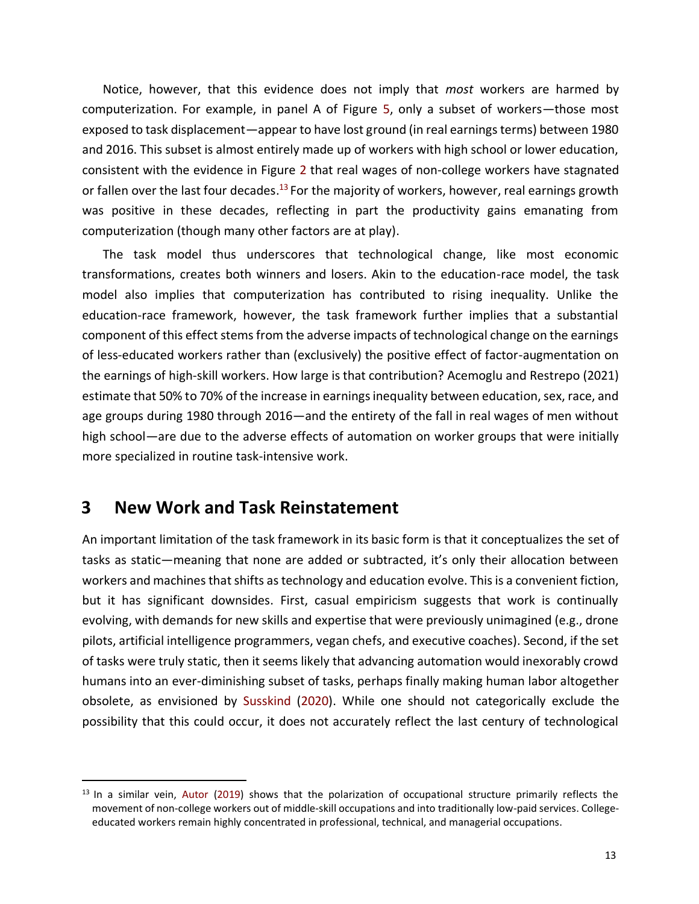Notice, however, that this evidence does not imply that *most* workers are harmed by computerization. For example, in panel A of Figure 5, only a subset of workers—those most exposed to task displacement—appear to have lost ground (in real earnings terms) between 1980 and 2016. This subset is almost entirely made up of workers with high school or lower education, consistent with the evidence in Figure 2 that real wages of non-college workers have stagnated or fallen over the last four decades.[13] For the majority of workers, however, real earnings growth was positive in these decades, reflecting in part the productivity gains emanating from computerization (though many other factors are at play).

The task model thus underscores that technological change, like most economic transformations, creates both winners and losers. Akin to the education-race model, the task model also implies that computerization has contributed to rising inequality. Unlike the education-race framework, however, the task framework further implies that a substantial component of this effect stems from the adverse impacts of technological change on the earnings of less-educated workers rather than (exclusively) the positive effect of factor-augmentation on the earnings of high-skill workers. How large is that contribution? Acemoglu and Restrepo (2021) estimate that 50% to 70% of the increase in earnings inequality between education, sex, race, and age groups during 1980 through 2016—and the entirety of the fall in real wages of men without high school—are due to the adverse effects of automation on worker groups that were initially more specialized in routine task-intensive work.

## 3 New Work and Task Reinstatement

An important limitation of the task framework in its basic form is that it conceptualizes the set of tasks as static—meaning that none are added or subtracted, it's only their allocation between workers and machines that shifts as technology and education evolve. This is a convenient fiction, but it has significant downsides. First, casual empiricism suggests that work is continually evolving, with demands for new skills and expertise that were previously unimagined (e.g., drone pilots, artificial intelligence programmers, vegan chefs, and executive coaches). Second, if the set of tasks were truly static, then it seems likely that advancing automation would inexorably crowd humans into an ever-diminishing subset of tasks, perhaps finally making human labor altogether obsolete, as envisioned by Susskind (2020). While one should not categorically exclude the possibility that this could occur, it does not accurately reflect the last century of technological

[13] In a similar vein, Autor (2019) shows that the polarization of occupational structure primarily reflects the movement of non-college workers out of middle-skill occupations and into traditionally low-paid services. College-educated workers remain highly concentrated in professional, technical, and managerial occupations.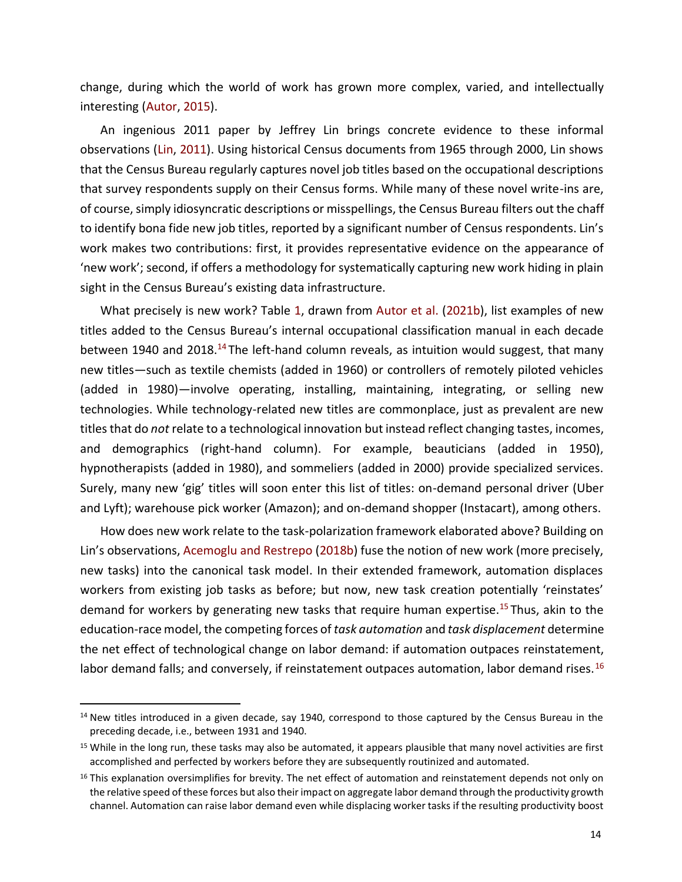change, during which the world of work has grown more complex, varied, and intellectually interesting (Autor, 2015).

An ingenious 2011 paper by Jeffrey Lin brings concrete evidence to these informal observations (Lin, 2011). Using historical Census documents from 1965 through 2000, Lin shows that the Census Bureau regularly captures novel job titles based on the occupational descriptions that survey respondents supply on their Census forms. While many of these novel write-ins are, of course, simply idiosyncratic descriptions or misspellings, the Census Bureau filters out the chaff to identify bona fide new job titles, reported by a significant number of Census respondents. Lin's work makes two contributions: first, it provides representative evidence on the appearance of 'new work'; second, if offers a methodology for systematically capturing new work hiding in plain sight in the Census Bureau's existing data infrastructure.

What precisely is new work? Table 1, drawn from Autor et al. (2021b), list examples of new titles added to the Census Bureau's internal occupational classification manual in each decade between 1940 and 2018.[14] The left-hand column reveals, as intuition would suggest, that many new titles—such as textile chemists (added in 1960) or controllers of remotely piloted vehicles (added in 1980)—involve operating, installing, maintaining, integrating, or selling new technologies. While technology-related new titles are commonplace, just as prevalent are new titles that do *not* relate to a technological innovation but instead reflect changing tastes, incomes, and demographics (right-hand column). For example, beauticians (added in 1950), hypnotherapists (added in 1980), and sommeliers (added in 2000) provide specialized services. Surely, many new 'gig' titles will soon enter this list of titles: on-demand personal driver (Uber and Lyft); warehouse pick worker (Amazon); and on-demand shopper (Instacart), among others.

How does new work relate to the task-polarization framework elaborated above? Building on Lin's observations, Acemoglu and Restrepo (2018b) fuse the notion of new work (more precisely, new tasks) into the canonical task model. In their extended framework, automation displaces workers from existing job tasks as before; but now, new task creation potentially 'reinstates' demand for workers by generating new tasks that require human expertise.[15] Thus, akin to the education-race model, the competing forces of *task automation* and *task displacement* determine the net effect of technological change on labor demand: if automation outpaces reinstatement, labor demand falls; and conversely, if reinstatement outpaces automation, labor demand rises.[16]

[14] New titles introduced in a given decade, say 1940, correspond to those captured by the Census Bureau in the preceding decade, i.e., between 1931 and 1940.

[15] While in the long run, these tasks may also be automated, it appears plausible that many novel activities are first accomplished and perfected by workers before they are subsequently routinized and automated.

[16] This explanation oversimplifies for brevity. The net effect of automation and reinstatement depends not only on the relative speed of these forces but also their impact on aggregate labor demand through the productivity growth channel. Automation can raise labor demand even while displacing worker tasks if the resulting productivity boost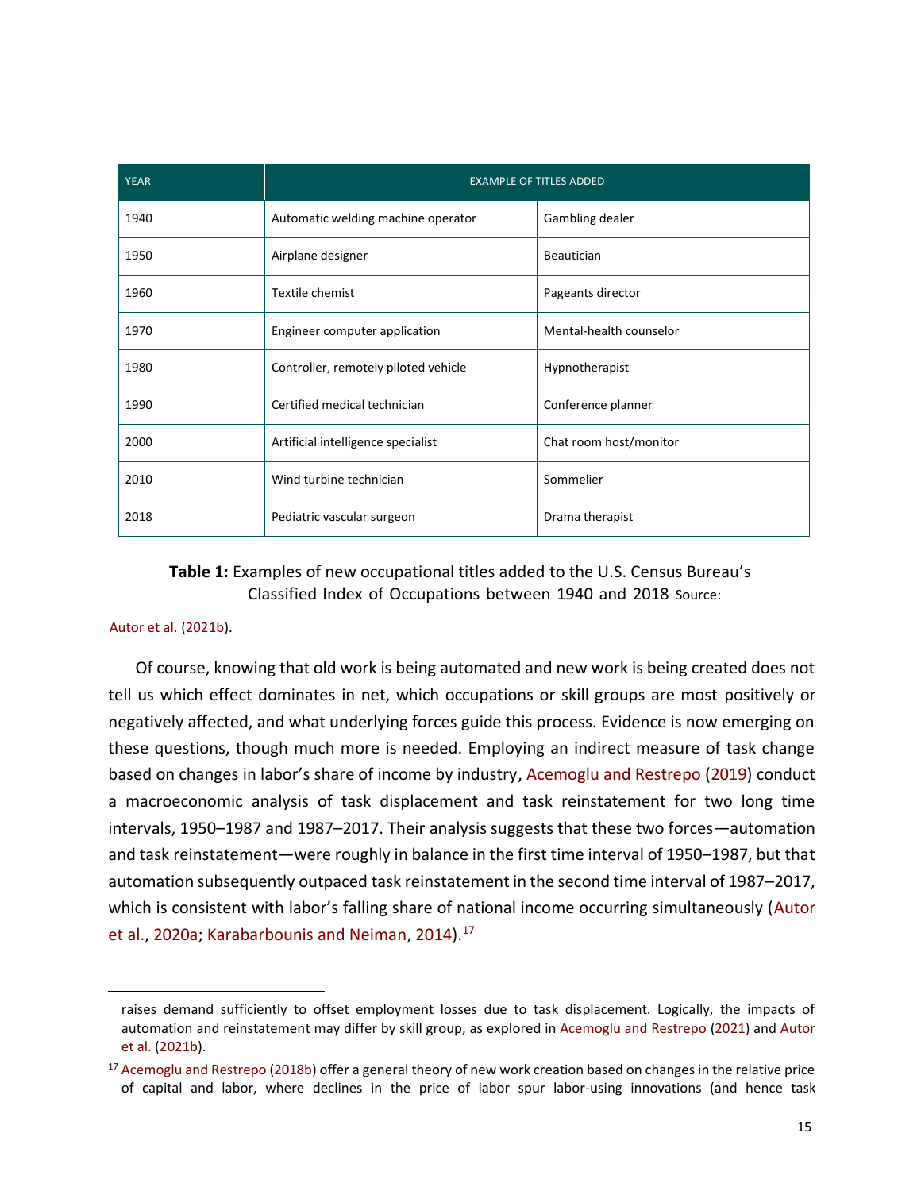| YEAR | EXAMPLE OF TITLES ADDED | |
|---|---|---|
| 1940 | Automatic welding machine operator | Gambling dealer |
| 1950 | Airplane designer | Beautician |
| 1960 | Textile chemist | Pageants director |
| 1970 | Engineer computer application | Mental-health counselor |
| 1980 | Controller, remotely piloted vehicle | Hypnotherapist |
| 1990 | Certified medical technician | Conference planner |
| 2000 | Artificial intelligence specialist | Chat room host/monitor |
| 2010 | Wind turbine technician | Sommelier |
| 2018 | Pediatric vascular surgeon | Drama therapist |

**Table 1:** Examples of new occupational titles added to the U.S. Census Bureau's Classified Index of Occupations between 1940 and 2018 Source: Autor et al. (2021b).

Of course, knowing that old work is being automated and new work is being created does not tell us which effect dominates in net, which occupations or skill groups are most positively or negatively affected, and what underlying forces guide this process. Evidence is now emerging on these questions, though much more is needed. Employing an indirect measure of task change based on changes in labor's share of income by industry, Acemoglu and Restrepo (2019) conduct a macroeconomic analysis of task displacement and task reinstatement for two long time intervals, 1950–1987 and 1987–2017. Their analysis suggests that these two forces—automation and task reinstatement—were roughly in balance in the first time interval of 1950–1987, but that automation subsequently outpaced task reinstatement in the second time interval of 1987–2017, which is consistent with labor's falling share of national income occurring simultaneously (Autor et al., 2020a; Karabarbounis and Neiman, 2014).[17]

raises demand sufficiently to offset employment losses due to task displacement. Logically, the impacts of automation and reinstatement may differ by skill group, as explored in Acemoglu and Restrepo (2021) and Autor et al. (2021b).

[17] Acemoglu and Restrepo (2018b) offer a general theory of new work creation based on changes in the relative price of capital and labor, where declines in the price of labor spur labor-using innovations (and hence task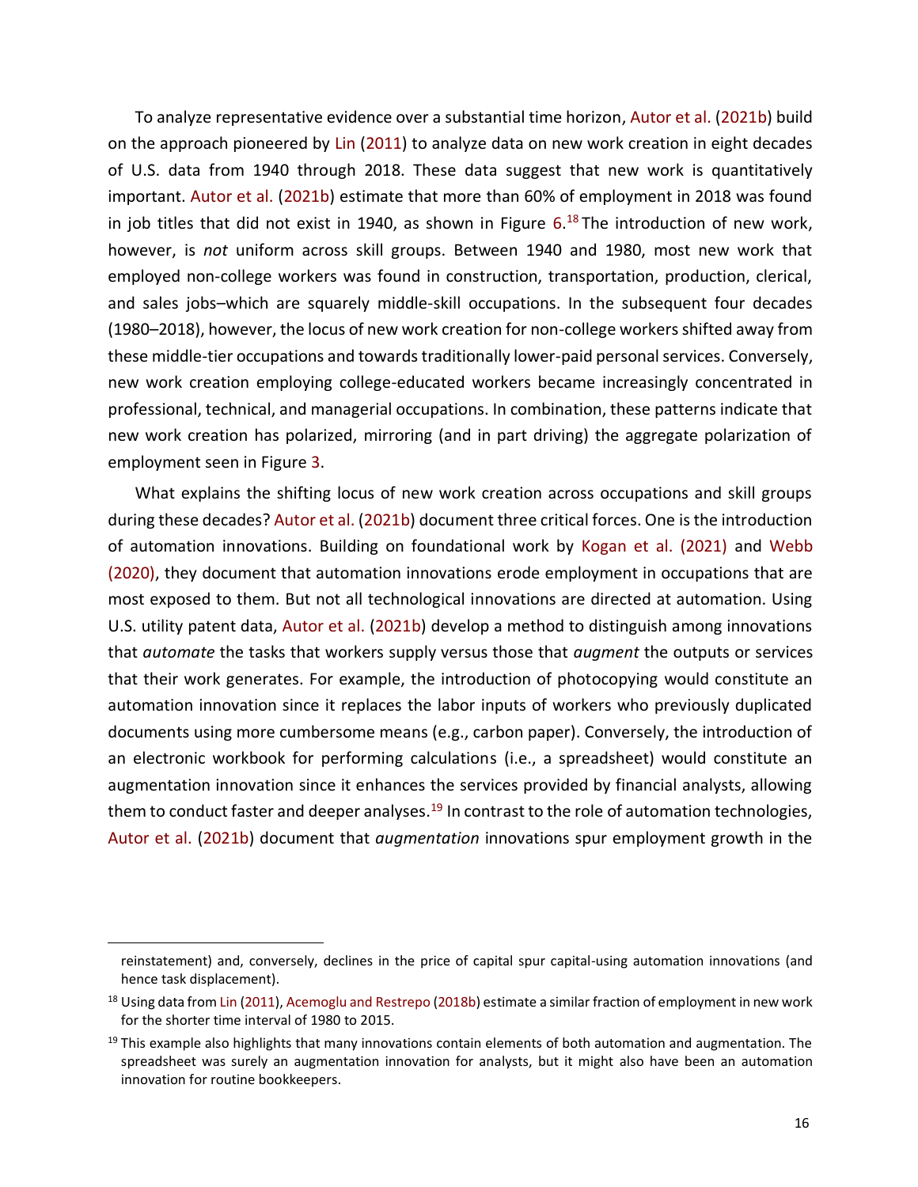To analyze representative evidence over a substantial time horizon, Autor et al. (2021b) build on the approach pioneered by Lin (2011) to analyze data on new work creation in eight decades of U.S. data from 1940 through 2018. These data suggest that new work is quantitatively important. Autor et al. (2021b) estimate that more than 60% of employment in 2018 was found in job titles that did not exist in 1940, as shown in Figure 6.[18] The introduction of new work, however, is *not* uniform across skill groups. Between 1940 and 1980, most new work that employed non-college workers was found in construction, transportation, production, clerical, and sales jobs–which are squarely middle-skill occupations. In the subsequent four decades (1980–2018), however, the locus of new work creation for non-college workers shifted away from these middle-tier occupations and towards traditionally lower-paid personal services. Conversely, new work creation employing college-educated workers became increasingly concentrated in professional, technical, and managerial occupations. In combination, these patterns indicate that new work creation has polarized, mirroring (and in part driving) the aggregate polarization of employment seen in Figure 3.

What explains the shifting locus of new work creation across occupations and skill groups during these decades? Autor et al. (2021b) document three critical forces. One is the introduction of automation innovations. Building on foundational work by Kogan et al. (2021) and Webb (2020), they document that automation innovations erode employment in occupations that are most exposed to them. But not all technological innovations are directed at automation. Using U.S. utility patent data, Autor et al. (2021b) develop a method to distinguish among innovations that *automate* the tasks that workers supply versus those that *augment* the outputs or services that their work generates. For example, the introduction of photocopying would constitute an automation innovation since it replaces the labor inputs of workers who previously duplicated documents using more cumbersome means (e.g., carbon paper). Conversely, the introduction of an electronic workbook for performing calculations (i.e., a spreadsheet) would constitute an augmentation innovation since it enhances the services provided by financial analysts, allowing them to conduct faster and deeper analyses.[19] In contrast to the role of automation technologies, Autor et al. (2021b) document that *augmentation* innovations spur employment growth in the

---

reinstatement) and, conversely, declines in the price of capital spur capital-using automation innovations (and hence task displacement).

[18] Using data from Lin (2011), Acemoglu and Restrepo (2018b) estimate a similar fraction of employment in new work for the shorter time interval of 1980 to 2015.

[19] This example also highlights that many innovations contain elements of both automation and augmentation. The spreadsheet was surely an augmentation innovation for analysts, but it might also have been an automation innovation for routine bookkeepers.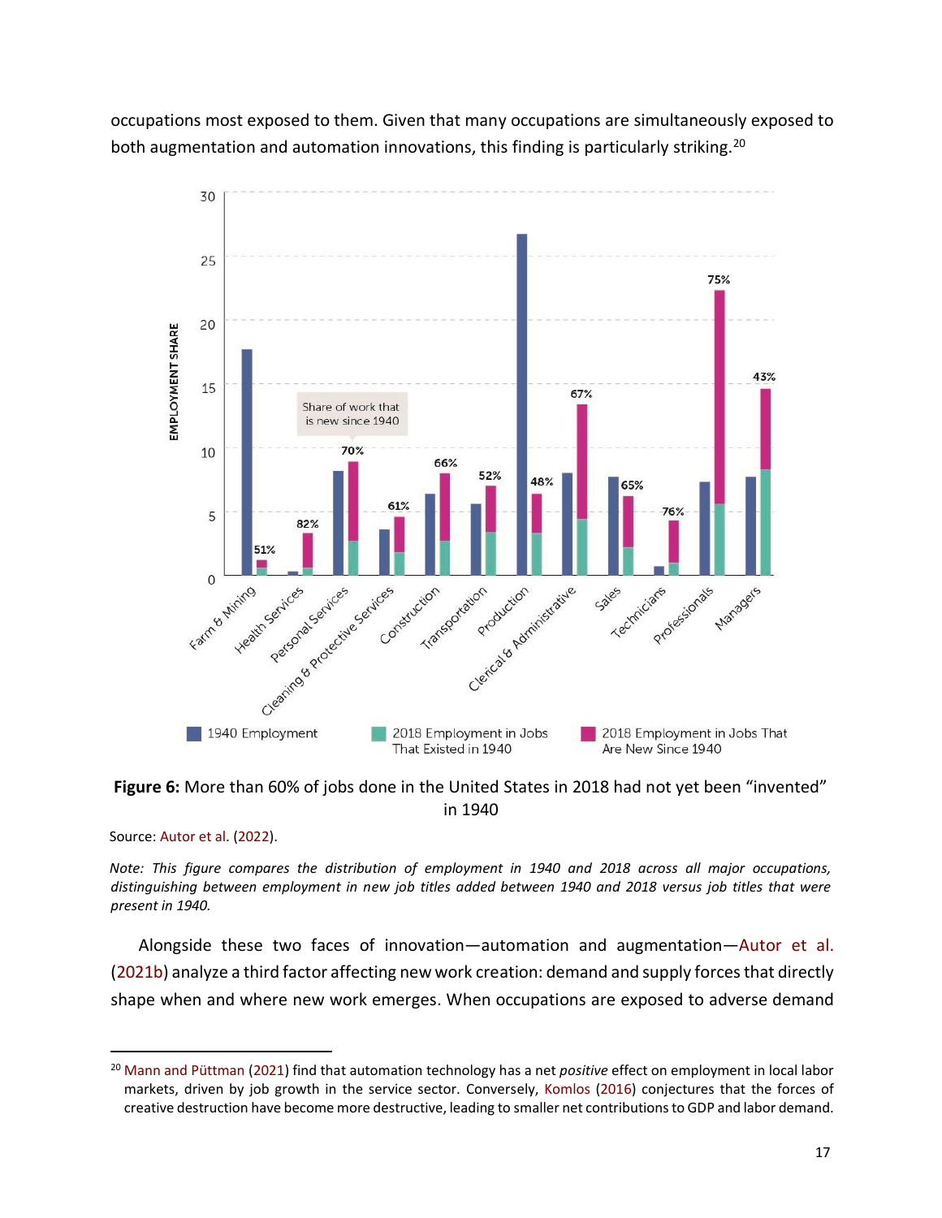occupations most exposed to them. Given that many occupations are simultaneously exposed to both augmentation and automation innovations, this finding is particularly striking.[20]

**Figure 6:** More than 60% of jobs done in the United States in 2018 had not yet been "invented" in 1940

Source: Autor et al. (2022).

*Note: This figure compares the distribution of employment in 1940 and 2018 across all major occupations, distinguishing between employment in new job titles added between 1940 and 2018 versus job titles that were present in 1940.*

Alongside these two faces of innovation—automation and augmentation—Autor et al. (2021b) analyze a third factor affecting new work creation: demand and supply forces that directly shape when and where new work emerges. When occupations are exposed to adverse demand

[20] Mann and Püttman (2021) find that automation technology has a net *positive* effect on employment in local labor markets, driven by job growth in the service sector. Conversely, Komlos (2016) conjectures that the forces of creative destruction have become more destructive, leading to smaller net contributions to GDP and labor demand.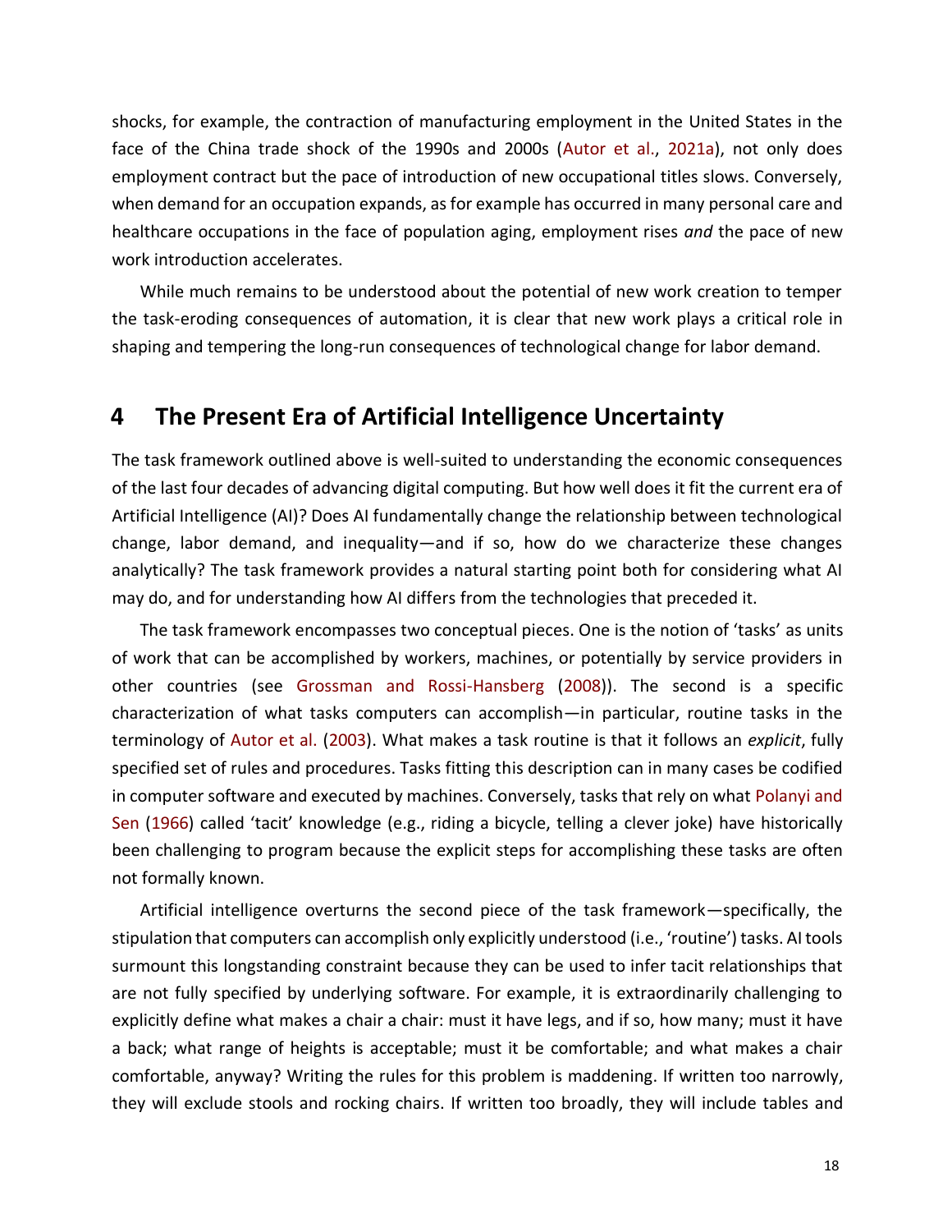shocks, for example, the contraction of manufacturing employment in the United States in the face of the China trade shock of the 1990s and 2000s (Autor et al., 2021a), not only does employment contract but the pace of introduction of new occupational titles slows. Conversely, when demand for an occupation expands, as for example has occurred in many personal care and healthcare occupations in the face of population aging, employment rises *and* the pace of new work introduction accelerates.

While much remains to be understood about the potential of new work creation to temper the task-eroding consequences of automation, it is clear that new work plays a critical role in shaping and tempering the long-run consequences of technological change for labor demand.

## 4 The Present Era of Artificial Intelligence Uncertainty

The task framework outlined above is well-suited to understanding the economic consequences of the last four decades of advancing digital computing. But how well does it fit the current era of Artificial Intelligence (AI)? Does AI fundamentally change the relationship between technological change, labor demand, and inequality—and if so, how do we characterize these changes analytically? The task framework provides a natural starting point both for considering what AI may do, and for understanding how AI differs from the technologies that preceded it.

The task framework encompasses two conceptual pieces. One is the notion of 'tasks' as units of work that can be accomplished by workers, machines, or potentially by service providers in other countries (see Grossman and Rossi-Hansberg (2008)). The second is a specific characterization of what tasks computers can accomplish—in particular, routine tasks in the terminology of Autor et al. (2003). What makes a task routine is that it follows an *explicit*, fully specified set of rules and procedures. Tasks fitting this description can in many cases be codified in computer software and executed by machines. Conversely, tasks that rely on what Polanyi and Sen (1966) called 'tacit' knowledge (e.g., riding a bicycle, telling a clever joke) have historically been challenging to program because the explicit steps for accomplishing these tasks are often not formally known.

Artificial intelligence overturns the second piece of the task framework—specifically, the stipulation that computers can accomplish only explicitly understood (i.e., 'routine') tasks. AI tools surmount this longstanding constraint because they can be used to infer tacit relationships that are not fully specified by underlying software. For example, it is extraordinarily challenging to explicitly define what makes a chair a chair: must it have legs, and if so, how many; must it have a back; what range of heights is acceptable; must it be comfortable; and what makes a chair comfortable, anyway? Writing the rules for this problem is maddening. If written too narrowly, they will exclude stools and rocking chairs. If written too broadly, they will include tables and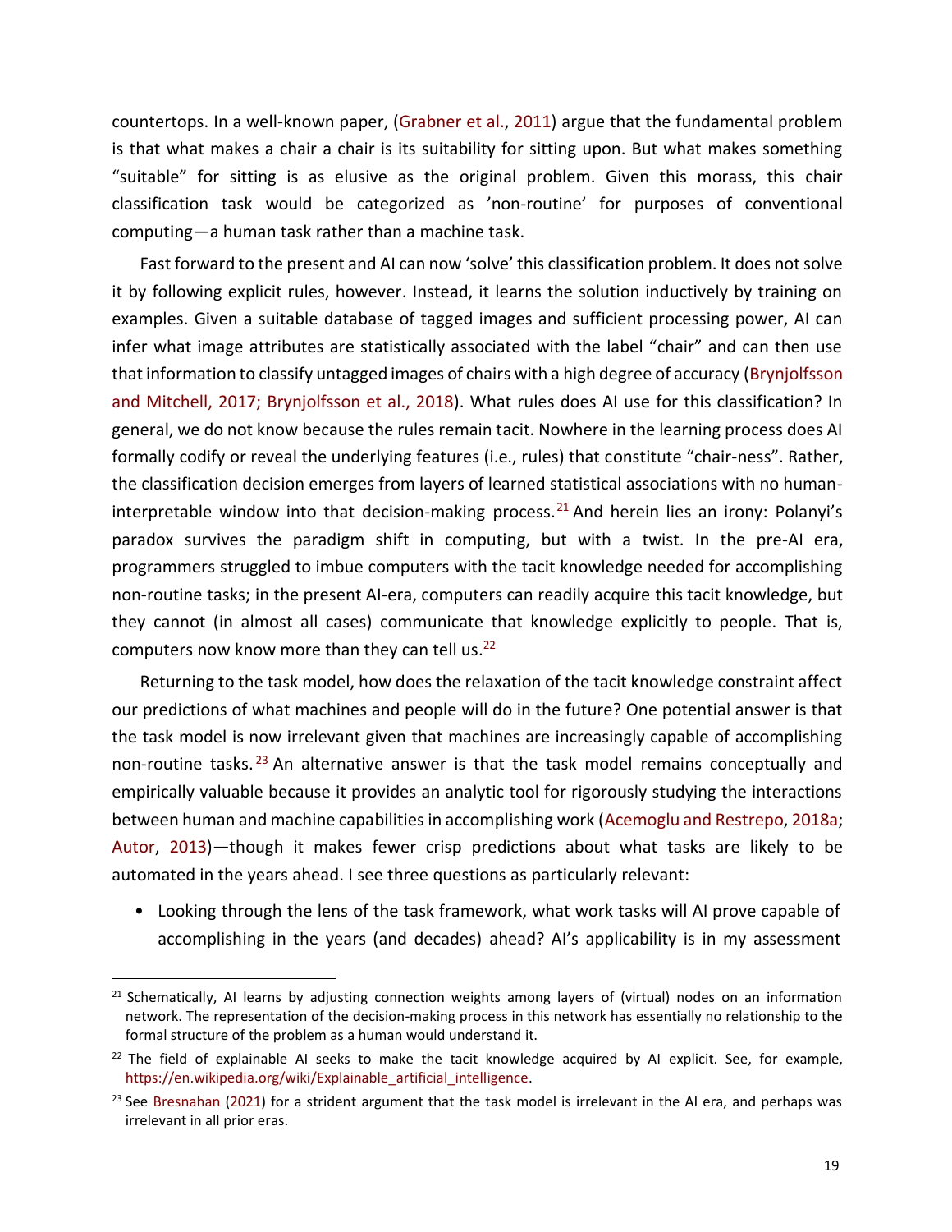countertops. In a well-known paper, (Grabner et al., 2011) argue that the fundamental problem is that what makes a chair a chair is its suitability for sitting upon. But what makes something "suitable" for sitting is as elusive as the original problem. Given this morass, this chair classification task would be categorized as 'non-routine' for purposes of conventional computing—a human task rather than a machine task.

Fast forward to the present and AI can now 'solve' this classification problem. It does not solve it by following explicit rules, however. Instead, it learns the solution inductively by training on examples. Given a suitable database of tagged images and sufficient processing power, AI can infer what image attributes are statistically associated with the label "chair" and can then use that information to classify untagged images of chairs with a high degree of accuracy (Brynjolfsson and Mitchell, 2017; Brynjolfsson et al., 2018). What rules does AI use for this classification? In general, we do not know because the rules remain tacit. Nowhere in the learning process does AI formally codify or reveal the underlying features (i.e., rules) that constitute "chair-ness". Rather, the classification decision emerges from layers of learned statistical associations with no human-interpretable window into that decision-making process.[21] And herein lies an irony: Polanyi's paradox survives the paradigm shift in computing, but with a twist. In the pre-AI era, programmers struggled to imbue computers with the tacit knowledge needed for accomplishing non-routine tasks; in the present AI-era, computers can readily acquire this tacit knowledge, but they cannot (in almost all cases) communicate that knowledge explicitly to people. That is, computers now know more than they can tell us.[22]

Returning to the task model, how does the relaxation of the tacit knowledge constraint affect our predictions of what machines and people will do in the future? One potential answer is that the task model is now irrelevant given that machines are increasingly capable of accomplishing non-routine tasks.[23] An alternative answer is that the task model remains conceptually and empirically valuable because it provides an analytic tool for rigorously studying the interactions between human and machine capabilities in accomplishing work (Acemoglu and Restrepo, 2018a; Autor, 2013)—though it makes fewer crisp predictions about what tasks are likely to be automated in the years ahead. I see three questions as particularly relevant:

- Looking through the lens of the task framework, what work tasks will AI prove capable of accomplishing in the years (and decades) ahead? AI's applicability is in my assessment

[21] Schematically, AI learns by adjusting connection weights among layers of (virtual) nodes on an information network. The representation of the decision-making process in this network has essentially no relationship to the formal structure of the problem as a human would understand it.

[22] The field of explainable AI seeks to make the tacit knowledge acquired by AI explicit. See, for example, https://en.wikipedia.org/wiki/Explainable_artificial_intelligence.

[23] See Bresnahan (2021) for a strident argument that the task model is irrelevant in the AI era, and perhaps was irrelevant in all prior eras.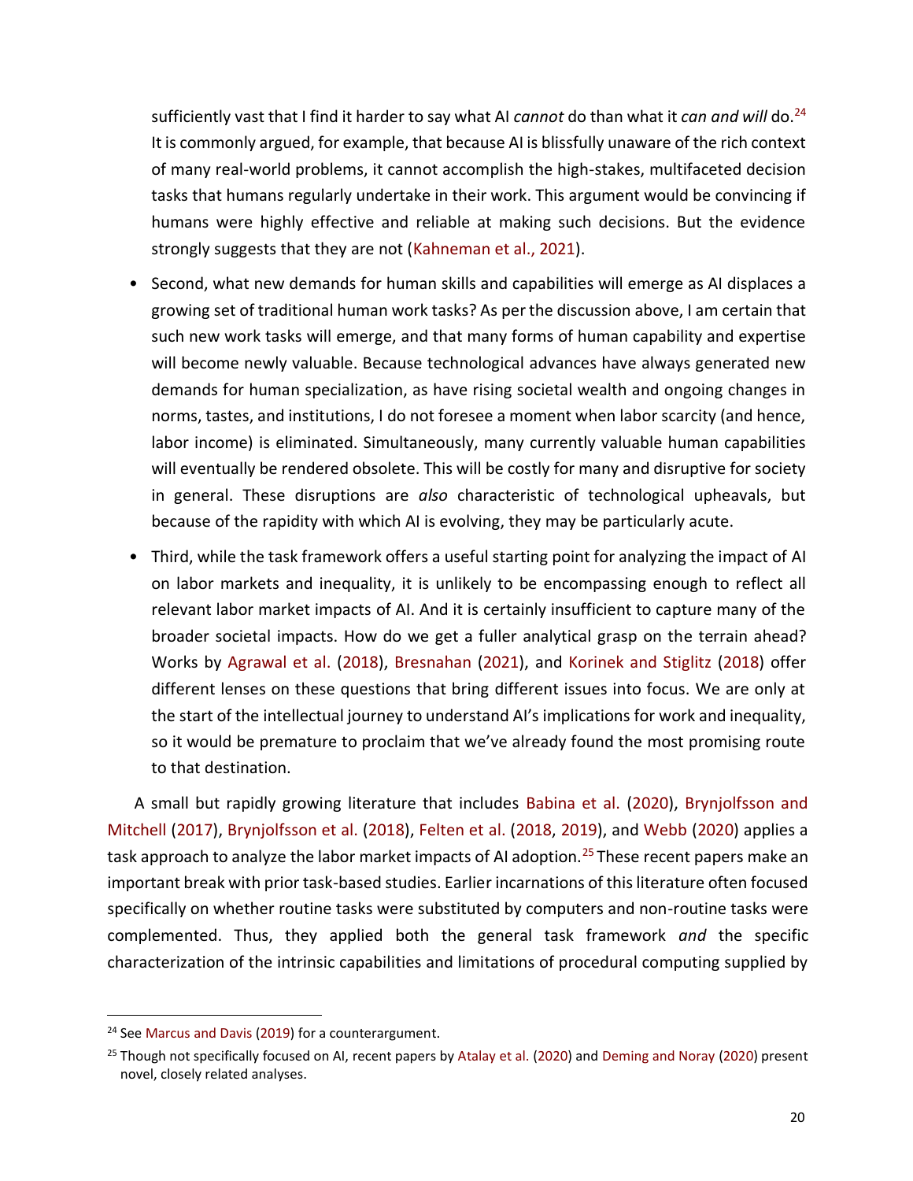sufficiently vast that I find it harder to say what AI *cannot* do than what it *can and will* do.[24] It is commonly argued, for example, that because AI is blissfully unaware of the rich context of many real-world problems, it cannot accomplish the high-stakes, multifaceted decision tasks that humans regularly undertake in their work. This argument would be convincing if humans were highly effective and reliable at making such decisions. But the evidence strongly suggests that they are not (Kahneman et al., 2021).

- Second, what new demands for human skills and capabilities will emerge as AI displaces a growing set of traditional human work tasks? As per the discussion above, I am certain that such new work tasks will emerge, and that many forms of human capability and expertise will become newly valuable. Because technological advances have always generated new demands for human specialization, as have rising societal wealth and ongoing changes in norms, tastes, and institutions, I do not foresee a moment when labor scarcity (and hence, labor income) is eliminated. Simultaneously, many currently valuable human capabilities will eventually be rendered obsolete. This will be costly for many and disruptive for society in general. These disruptions are *also* characteristic of technological upheavals, but because of the rapidity with which AI is evolving, they may be particularly acute.
- Third, while the task framework offers a useful starting point for analyzing the impact of AI on labor markets and inequality, it is unlikely to be encompassing enough to reflect all relevant labor market impacts of AI. And it is certainly insufficient to capture many of the broader societal impacts. How do we get a fuller analytical grasp on the terrain ahead? Works by Agrawal et al. (2018), Bresnahan (2021), and Korinek and Stiglitz (2018) offer different lenses on these questions that bring different issues into focus. We are only at the start of the intellectual journey to understand AI's implications for work and inequality, so it would be premature to proclaim that we've already found the most promising route to that destination.

A small but rapidly growing literature that includes Babina et al. (2020), Brynjolfsson and Mitchell (2017), Brynjolfsson et al. (2018), Felten et al. (2018, 2019), and Webb (2020) applies a task approach to analyze the labor market impacts of AI adoption.[25] These recent papers make an important break with prior task-based studies. Earlier incarnations of this literature often focused specifically on whether routine tasks were substituted by computers and non-routine tasks were complemented. Thus, they applied both the general task framework *and* the specific characterization of the intrinsic capabilities and limitations of procedural computing supplied by

[24] See Marcus and Davis (2019) for a counterargument.

[25] Though not specifically focused on AI, recent papers by Atalay et al. (2020) and Deming and Noray (2020) present novel, closely related analyses.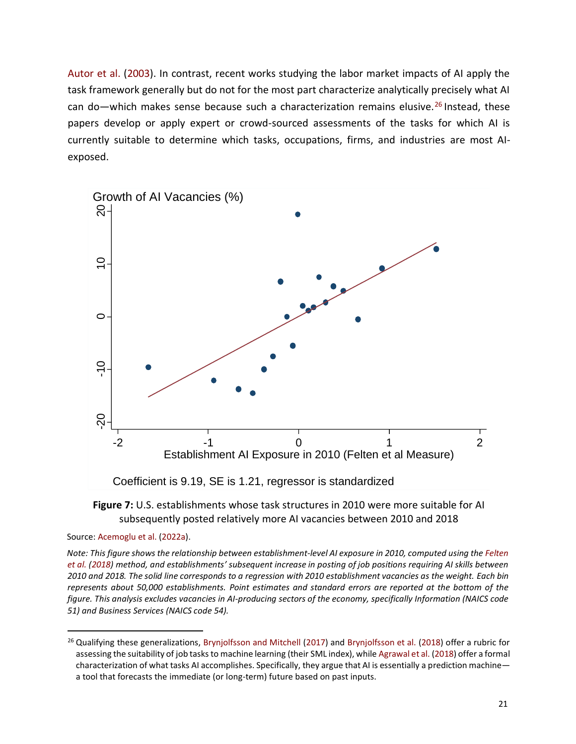Autor et al. (2003). In contrast, recent works studying the labor market impacts of AI apply the task framework generally but do not for the most part characterize analytically precisely what AI can do—which makes sense because such a characterization remains elusive.[26] Instead, these papers develop or apply expert or crowd-sourced assessments of the tasks for which AI is currently suitable to determine which tasks, occupations, firms, and industries are most AI-exposed.

Coefficient is 9.19, SE is 1.21, regressor is standardized

**Figure 7:** U.S. establishments whose task structures in 2010 were more suitable for AI subsequently posted relatively more AI vacancies between 2010 and 2018

Source: Acemoglu et al. (2022a).

*Note: This figure shows the relationship between establishment-level AI exposure in 2010, computed using the Felten et al. (2018) method, and establishments' subsequent increase in posting of job positions requiring AI skills between 2010 and 2018. The solid line corresponds to a regression with 2010 establishment vacancies as the weight. Each bin represents about 50,000 establishments. Point estimates and standard errors are reported at the bottom of the figure. This analysis excludes vacancies in AI-producing sectors of the economy, specifically Information (NAICS code 51) and Business Services (NAICS code 54).*

---

[26] Qualifying these generalizations, Brynjolfsson and Mitchell (2017) and Brynjolfsson et al. (2018) offer a rubric for assessing the suitability of job tasks to machine learning (their SML index), while Agrawal et al. (2018) offer a formal characterization of what tasks AI accomplishes. Specifically, they argue that AI is essentially a prediction machine—a tool that forecasts the immediate (or long-term) future based on past inputs.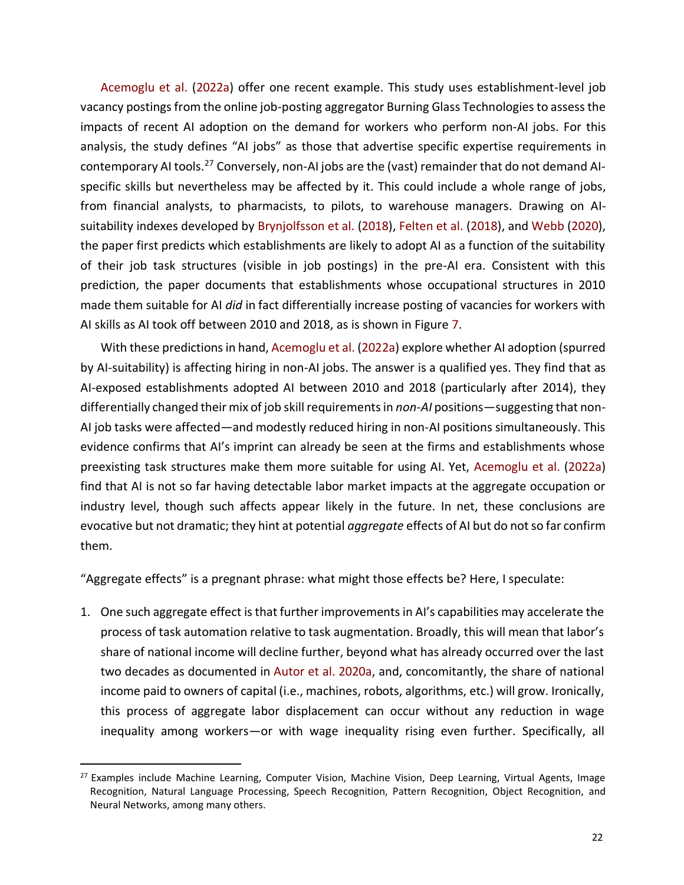Acemoglu et al. (2022a) offer one recent example. This study uses establishment-level job vacancy postings from the online job-posting aggregator Burning Glass Technologies to assess the impacts of recent AI adoption on the demand for workers who perform non-AI jobs. For this analysis, the study defines "AI jobs" as those that advertise specific expertise requirements in contemporary AI tools.[27] Conversely, non-AI jobs are the (vast) remainder that do not demand AI-specific skills but nevertheless may be affected by it. This could include a whole range of jobs, from financial analysts, to pharmacists, to pilots, to warehouse managers. Drawing on AI-suitability indexes developed by Brynjolfsson et al. (2018), Felten et al. (2018), and Webb (2020), the paper first predicts which establishments are likely to adopt AI as a function of the suitability of their job task structures (visible in job postings) in the pre-AI era. Consistent with this prediction, the paper documents that establishments whose occupational structures in 2010 made them suitable for AI *did* in fact differentially increase posting of vacancies for workers with AI skills as AI took off between 2010 and 2018, as is shown in Figure 7.

With these predictions in hand, Acemoglu et al. (2022a) explore whether AI adoption (spurred by AI-suitability) is affecting hiring in non-AI jobs. The answer is a qualified yes. They find that as AI-exposed establishments adopted AI between 2010 and 2018 (particularly after 2014), they differentially changed their mix of job skill requirements in *non-AI* positions—suggesting that non-AI job tasks were affected—and modestly reduced hiring in non-AI positions simultaneously. This evidence confirms that AI's imprint can already be seen at the firms and establishments whose preexisting task structures make them more suitable for using AI. Yet, Acemoglu et al. (2022a) find that AI is not so far having detectable labor market impacts at the aggregate occupation or industry level, though such affects appear likely in the future. In net, these conclusions are evocative but not dramatic; they hint at potential *aggregate* effects of AI but do not so far confirm them.

"Aggregate effects" is a pregnant phrase: what might those effects be? Here, I speculate:

1. One such aggregate effect is that further improvements in AI's capabilities may accelerate the process of task automation relative to task augmentation. Broadly, this will mean that labor's share of national income will decline further, beyond what has already occurred over the last two decades as documented in Autor et al. 2020a, and, concomitantly, the share of national income paid to owners of capital (i.e., machines, robots, algorithms, etc.) will grow. Ironically, this process of aggregate labor displacement can occur without any reduction in wage inequality among workers—or with wage inequality rising even further. Specifically, all

[27] Examples include Machine Learning, Computer Vision, Machine Vision, Deep Learning, Virtual Agents, Image Recognition, Natural Language Processing, Speech Recognition, Pattern Recognition, Object Recognition, and Neural Networks, among many others.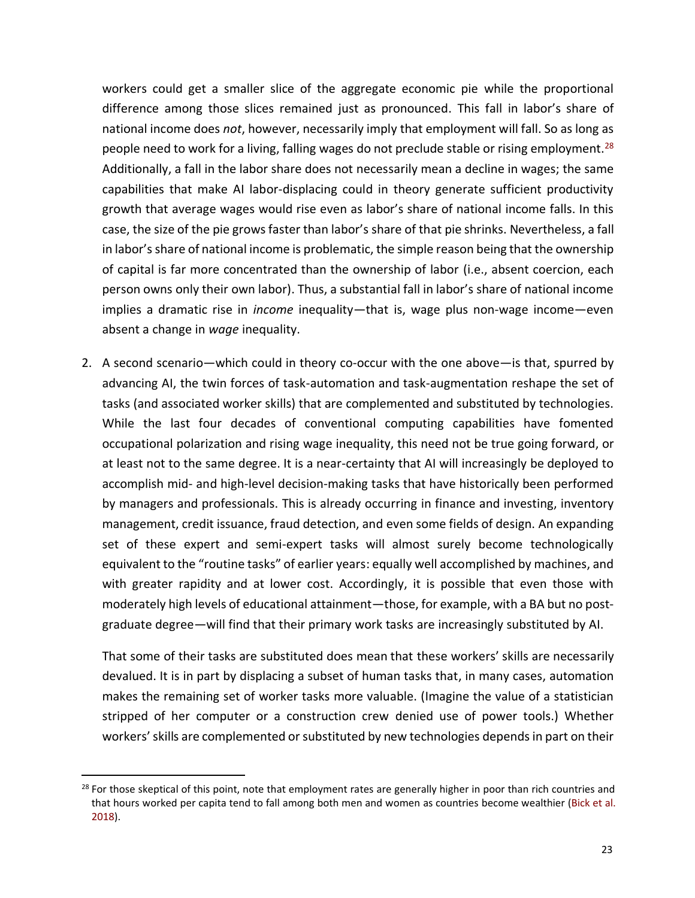workers could get a smaller slice of the aggregate economic pie while the proportional difference among those slices remained just as pronounced. This fall in labor's share of national income does *not*, however, necessarily imply that employment will fall. So as long as people need to work for a living, falling wages do not preclude stable or rising employment.[28] Additionally, a fall in the labor share does not necessarily mean a decline in wages; the same capabilities that make AI labor-displacing could in theory generate sufficient productivity growth that average wages would rise even as labor's share of national income falls. In this case, the size of the pie grows faster than labor's share of that pie shrinks. Nevertheless, a fall in labor's share of national income is problematic, the simple reason being that the ownership of capital is far more concentrated than the ownership of labor (i.e., absent coercion, each person owns only their own labor). Thus, a substantial fall in labor's share of national income implies a dramatic rise in *income* inequality—that is, wage plus non-wage income—even absent a change in *wage* inequality.

2. A second scenario—which could in theory co-occur with the one above—is that, spurred by advancing AI, the twin forces of task-automation and task-augmentation reshape the set of tasks (and associated worker skills) that are complemented and substituted by technologies. While the last four decades of conventional computing capabilities have fomented occupational polarization and rising wage inequality, this need not be true going forward, or at least not to the same degree. It is a near-certainty that AI will increasingly be deployed to accomplish mid- and high-level decision-making tasks that have historically been performed by managers and professionals. This is already occurring in finance and investing, inventory management, credit issuance, fraud detection, and even some fields of design. An expanding set of these expert and semi-expert tasks will almost surely become technologically equivalent to the "routine tasks" of earlier years: equally well accomplished by machines, and with greater rapidity and at lower cost. Accordingly, it is possible that even those with moderately high levels of educational attainment—those, for example, with a BA but no post-graduate degree—will find that their primary work tasks are increasingly substituted by AI.

   That some of their tasks are substituted does mean that these workers' skills are necessarily devalued. It is in part by displacing a subset of human tasks that, in many cases, automation makes the remaining set of worker tasks more valuable. (Imagine the value of a statistician stripped of her computer or a construction crew denied use of power tools.) Whether workers' skills are complemented or substituted by new technologies depends in part on their

[28] For those skeptical of this point, note that employment rates are generally higher in poor than rich countries and that hours worked per capita tend to fall among both men and women as countries become wealthier (Bick et al. 2018).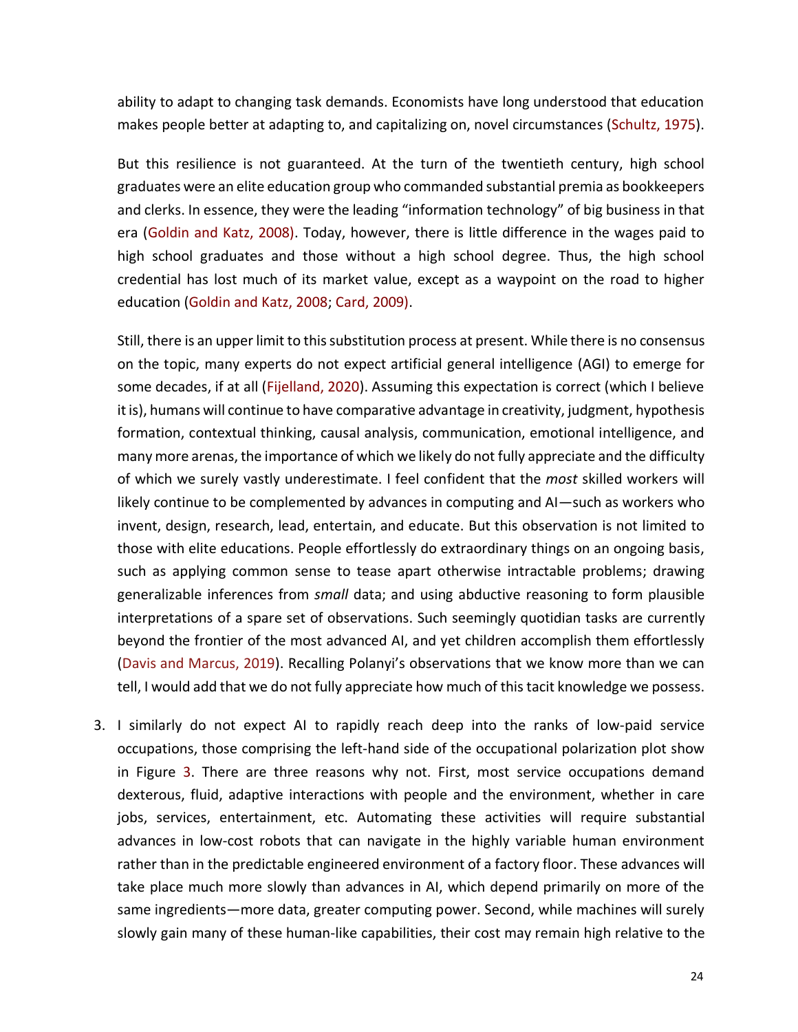ability to adapt to changing task demands. Economists have long understood that education makes people better at adapting to, and capitalizing on, novel circumstances (Schultz, 1975).

But this resilience is not guaranteed. At the turn of the twentieth century, high school graduates were an elite education group who commanded substantial premia as bookkeepers and clerks. In essence, they were the leading "information technology" of big business in that era (Goldin and Katz, 2008). Today, however, there is little difference in the wages paid to high school graduates and those without a high school degree. Thus, the high school credential has lost much of its market value, except as a waypoint on the road to higher education (Goldin and Katz, 2008; Card, 2009).

Still, there is an upper limit to this substitution process at present. While there is no consensus on the topic, many experts do not expect artificial general intelligence (AGI) to emerge for some decades, if at all (Fijelland, 2020). Assuming this expectation is correct (which I believe it is), humans will continue to have comparative advantage in creativity, judgment, hypothesis formation, contextual thinking, causal analysis, communication, emotional intelligence, and many more arenas, the importance of which we likely do not fully appreciate and the difficulty of which we surely vastly underestimate. I feel confident that the *most* skilled workers will likely continue to be complemented by advances in computing and AI—such as workers who invent, design, research, lead, entertain, and educate. But this observation is not limited to those with elite educations. People effortlessly do extraordinary things on an ongoing basis, such as applying common sense to tease apart otherwise intractable problems; drawing generalizable inferences from *small* data; and using abductive reasoning to form plausible interpretations of a spare set of observations. Such seemingly quotidian tasks are currently beyond the frontier of the most advanced AI, and yet children accomplish them effortlessly (Davis and Marcus, 2019). Recalling Polanyi's observations that we know more than we can tell, I would add that we do not fully appreciate how much of this tacit knowledge we possess.

3. I similarly do not expect AI to rapidly reach deep into the ranks of low-paid service occupations, those comprising the left-hand side of the occupational polarization plot show in Figure 3. There are three reasons why not. First, most service occupations demand dexterous, fluid, adaptive interactions with people and the environment, whether in care jobs, services, entertainment, etc. Automating these activities will require substantial advances in low-cost robots that can navigate in the highly variable human environment rather than in the predictable engineered environment of a factory floor. These advances will take place much more slowly than advances in AI, which depend primarily on more of the same ingredients—more data, greater computing power. Second, while machines will surely slowly gain many of these human-like capabilities, their cost may remain high relative to the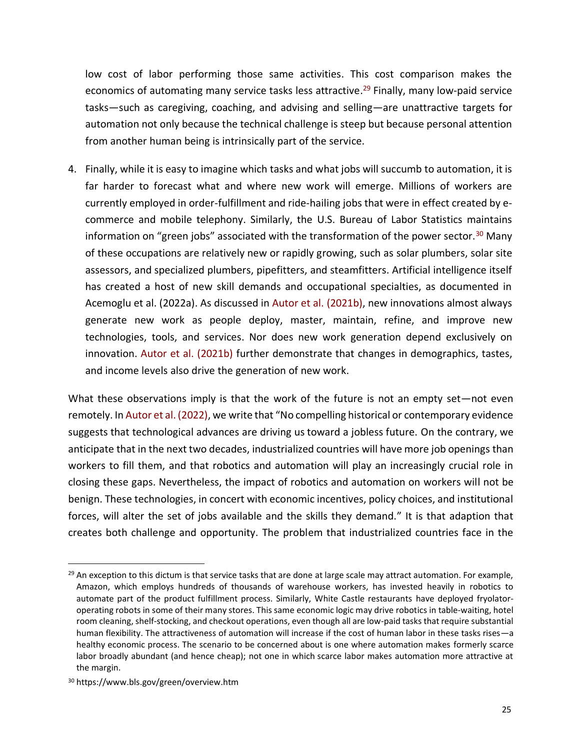low cost of labor performing those same activities. This cost comparison makes the economics of automating many service tasks less attractive.[29] Finally, many low-paid service tasks—such as caregiving, coaching, and advising and selling—are unattractive targets for automation not only because the technical challenge is steep but because personal attention from another human being is intrinsically part of the service.

4. Finally, while it is easy to imagine which tasks and what jobs will succumb to automation, it is far harder to forecast what and where new work will emerge. Millions of workers are currently employed in order-fulfillment and ride-hailing jobs that were in effect created by e-commerce and mobile telephony. Similarly, the U.S. Bureau of Labor Statistics maintains information on "green jobs" associated with the transformation of the power sector.[30] Many of these occupations are relatively new or rapidly growing, such as solar plumbers, solar site assessors, and specialized plumbers, pipefitters, and steamfitters. Artificial intelligence itself has created a host of new skill demands and occupational specialties, as documented in Acemoglu et al. (2022a). As discussed in Autor et al. (2021b), new innovations almost always generate new work as people deploy, master, maintain, refine, and improve new technologies, tools, and services. Nor does new work generation depend exclusively on innovation. Autor et al. (2021b) further demonstrate that changes in demographics, tastes, and income levels also drive the generation of new work.

What these observations imply is that the work of the future is not an empty set—not even remotely. In Autor et al. (2022), we write that "No compelling historical or contemporary evidence suggests that technological advances are driving us toward a jobless future. On the contrary, we anticipate that in the next two decades, industrialized countries will have more job openings than workers to fill them, and that robotics and automation will play an increasingly crucial role in closing these gaps. Nevertheless, the impact of robotics and automation on workers will not be benign. These technologies, in concert with economic incentives, policy choices, and institutional forces, will alter the set of jobs available and the skills they demand." It is that adaption that creates both challenge and opportunity. The problem that industrialized countries face in the

---

[29] An exception to this dictum is that service tasks that are done at large scale may attract automation. For example, Amazon, which employs hundreds of thousands of warehouse workers, has invested heavily in robotics to automate part of the product fulfillment process. Similarly, White Castle restaurants have deployed fryolator-operating robots in some of their many stores. This same economic logic may drive robotics in table-waiting, hotel room cleaning, shelf-stocking, and checkout operations, even though all are low-paid tasks that require substantial human flexibility. The attractiveness of automation will increase if the cost of human labor in these tasks rises—a healthy economic process. The scenario to be concerned about is one where automation makes formerly scarce labor broadly abundant (and hence cheap); not one in which scarce labor makes automation more attractive at the margin.

[30] https://www.bls.gov/green/overview.htm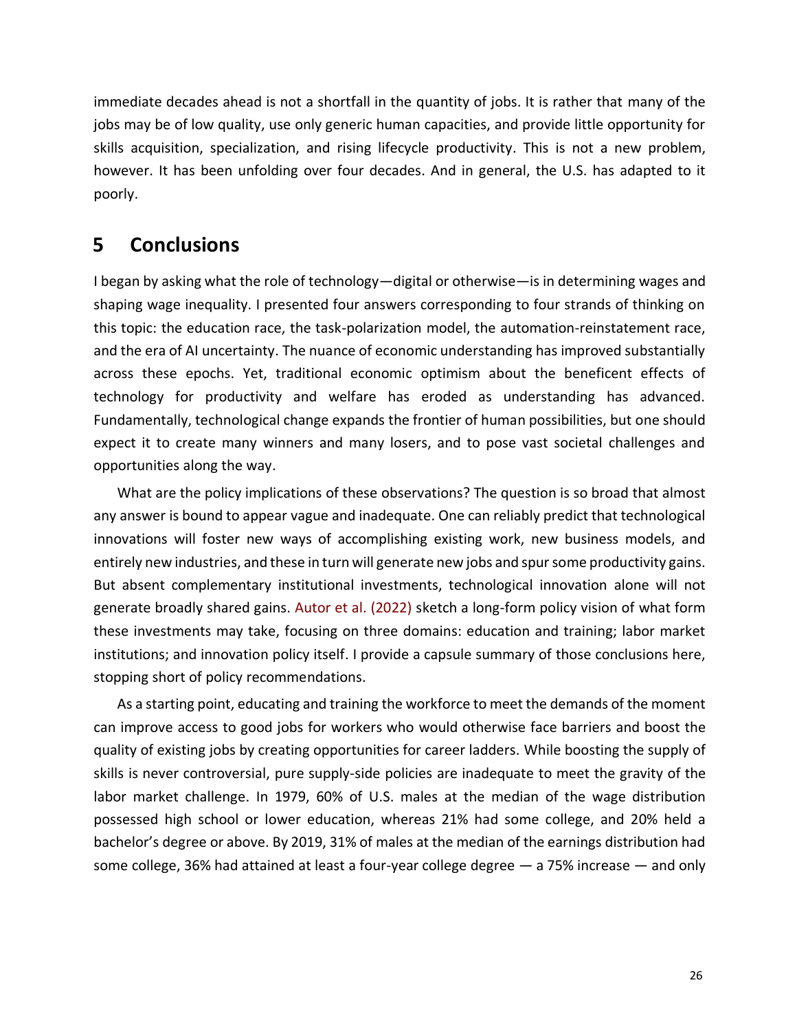immediate decades ahead is not a shortfall in the quantity of jobs. It is rather that many of the jobs may be of low quality, use only generic human capacities, and provide little opportunity for skills acquisition, specialization, and rising lifecycle productivity. This is not a new problem, however. It has been unfolding over four decades. And in general, the U.S. has adapted to it poorly.

## 5 Conclusions

I began by asking what the role of technology—digital or otherwise—is in determining wages and shaping wage inequality. I presented four answers corresponding to four strands of thinking on this topic: the education race, the task-polarization model, the automation-reinstatement race, and the era of AI uncertainty. The nuance of economic understanding has improved substantially across these epochs. Yet, traditional economic optimism about the beneficent effects of technology for productivity and welfare has eroded as understanding has advanced. Fundamentally, technological change expands the frontier of human possibilities, but one should expect it to create many winners and many losers, and to pose vast societal challenges and opportunities along the way.

What are the policy implications of these observations? The question is so broad that almost any answer is bound to appear vague and inadequate. One can reliably predict that technological innovations will foster new ways of accomplishing existing work, new business models, and entirely new industries, and these in turn will generate new jobs and spur some productivity gains. But absent complementary institutional investments, technological innovation alone will not generate broadly shared gains. Autor et al. (2022) sketch a long-form policy vision of what form these investments may take, focusing on three domains: education and training; labor market institutions; and innovation policy itself. I provide a capsule summary of those conclusions here, stopping short of policy recommendations.

As a starting point, educating and training the workforce to meet the demands of the moment can improve access to good jobs for workers who would otherwise face barriers and boost the quality of existing jobs by creating opportunities for career ladders. While boosting the supply of skills is never controversial, pure supply-side policies are inadequate to meet the gravity of the labor market challenge. In 1979, 60% of U.S. males at the median of the wage distribution possessed high school or lower education, whereas 21% had some college, and 20% held a bachelor's degree or above. By 2019, 31% of males at the median of the earnings distribution had some college, 36% had attained at least a four-year college degree — a 75% increase — and only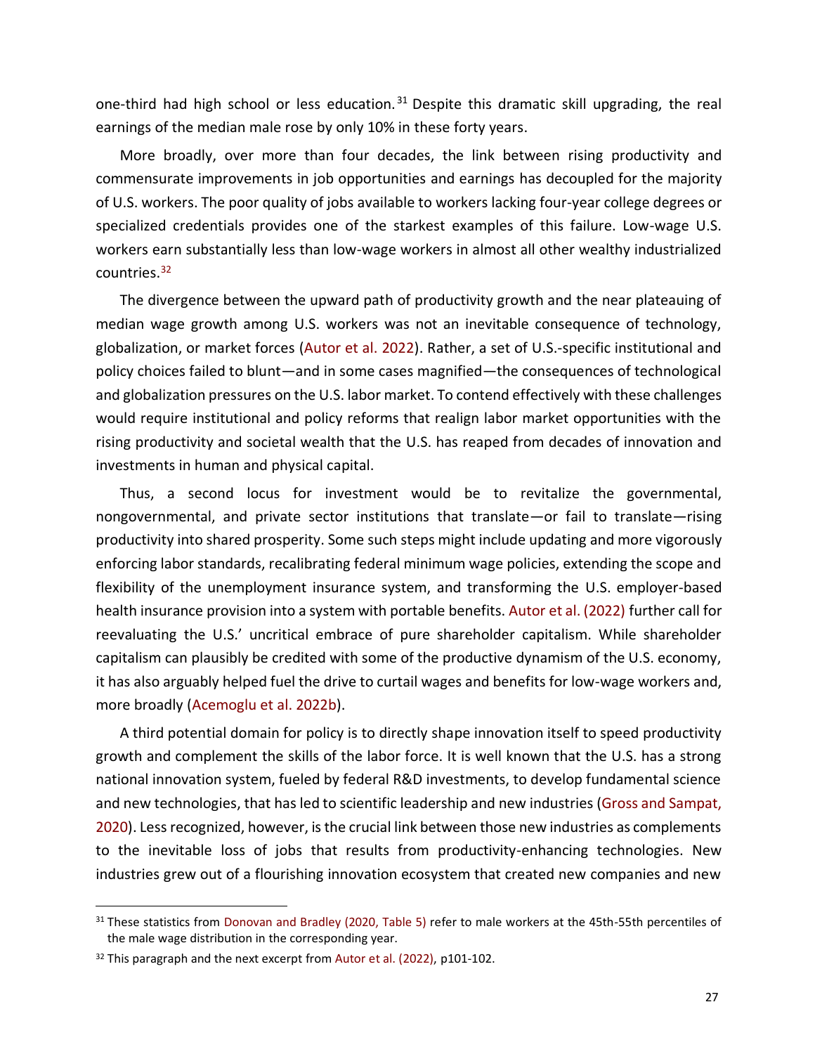one-third had high school or less education.[31] Despite this dramatic skill upgrading, the real earnings of the median male rose by only 10% in these forty years.

More broadly, over more than four decades, the link between rising productivity and commensurate improvements in job opportunities and earnings has decoupled for the majority of U.S. workers. The poor quality of jobs available to workers lacking four-year college degrees or specialized credentials provides one of the starkest examples of this failure. Low-wage U.S. workers earn substantially less than low-wage workers in almost all other wealthy industrialized countries.[32]

The divergence between the upward path of productivity growth and the near plateauing of median wage growth among U.S. workers was not an inevitable consequence of technology, globalization, or market forces (Autor et al. 2022). Rather, a set of U.S.-specific institutional and policy choices failed to blunt—and in some cases magnified—the consequences of technological and globalization pressures on the U.S. labor market. To contend effectively with these challenges would require institutional and policy reforms that realign labor market opportunities with the rising productivity and societal wealth that the U.S. has reaped from decades of innovation and investments in human and physical capital.

Thus, a second locus for investment would be to revitalize the governmental, nongovernmental, and private sector institutions that translate—or fail to translate—rising productivity into shared prosperity. Some such steps might include updating and more vigorously enforcing labor standards, recalibrating federal minimum wage policies, extending the scope and flexibility of the unemployment insurance system, and transforming the U.S. employer-based health insurance provision into a system with portable benefits. Autor et al. (2022) further call for reevaluating the U.S.' uncritical embrace of pure shareholder capitalism. While shareholder capitalism can plausibly be credited with some of the productive dynamism of the U.S. economy, it has also arguably helped fuel the drive to curtail wages and benefits for low-wage workers and, more broadly (Acemoglu et al. 2022b).

A third potential domain for policy is to directly shape innovation itself to speed productivity growth and complement the skills of the labor force. It is well known that the U.S. has a strong national innovation system, fueled by federal R&D investments, to develop fundamental science and new technologies, that has led to scientific leadership and new industries (Gross and Sampat, 2020). Less recognized, however, is the crucial link between those new industries as complements to the inevitable loss of jobs that results from productivity-enhancing technologies. New industries grew out of a flourishing innovation ecosystem that created new companies and new

---

[31] These statistics from Donovan and Bradley (2020, Table 5) refer to male workers at the 45th-55th percentiles of the male wage distribution in the corresponding year.

[32] This paragraph and the next excerpt from Autor et al. (2022), p101-102.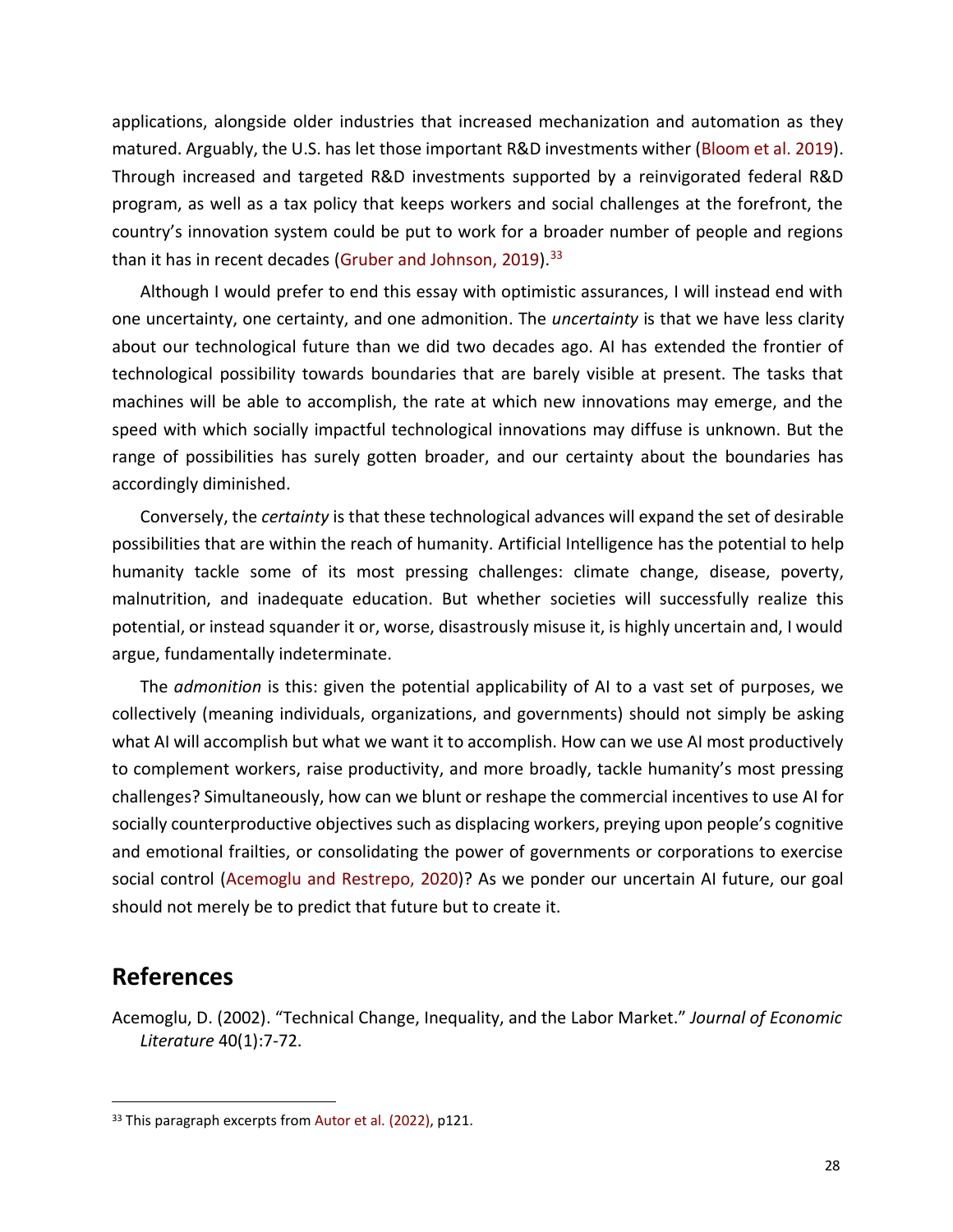applications, alongside older industries that increased mechanization and automation as they matured. Arguably, the U.S. has let those important R&D investments wither (Bloom et al. 2019). Through increased and targeted R&D investments supported by a reinvigorated federal R&D program, as well as a tax policy that keeps workers and social challenges at the forefront, the country's innovation system could be put to work for a broader number of people and regions than it has in recent decades (Gruber and Johnson, 2019).[33]

Although I would prefer to end this essay with optimistic assurances, I will instead end with one uncertainty, one certainty, and one admonition. The *uncertainty* is that we have less clarity about our technological future than we did two decades ago. AI has extended the frontier of technological possibility towards boundaries that are barely visible at present. The tasks that machines will be able to accomplish, the rate at which new innovations may emerge, and the speed with which socially impactful technological innovations may diffuse is unknown. But the range of possibilities has surely gotten broader, and our certainty about the boundaries has accordingly diminished.

Conversely, the *certainty* is that these technological advances will expand the set of desirable possibilities that are within the reach of humanity. Artificial Intelligence has the potential to help humanity tackle some of its most pressing challenges: climate change, disease, poverty, malnutrition, and inadequate education. But whether societies will successfully realize this potential, or instead squander it or, worse, disastrously misuse it, is highly uncertain and, I would argue, fundamentally indeterminate.

The *admonition* is this: given the potential applicability of AI to a vast set of purposes, we collectively (meaning individuals, organizations, and governments) should not simply be asking what AI will accomplish but what we want it to accomplish. How can we use AI most productively to complement workers, raise productivity, and more broadly, tackle humanity's most pressing challenges? Simultaneously, how can we blunt or reshape the commercial incentives to use AI for socially counterproductive objectives such as displacing workers, preying upon people's cognitive and emotional frailties, or consolidating the power of governments or corporations to exercise social control (Acemoglu and Restrepo, 2020)? As we ponder our uncertain AI future, our goal should not merely be to predict that future but to create it.

## References

Acemoglu, D. (2002). "Technical Change, Inequality, and the Labor Market." *Journal of Economic Literature* 40(1):7-72.

[33] This paragraph excerpts from Autor et al. (2022), p121.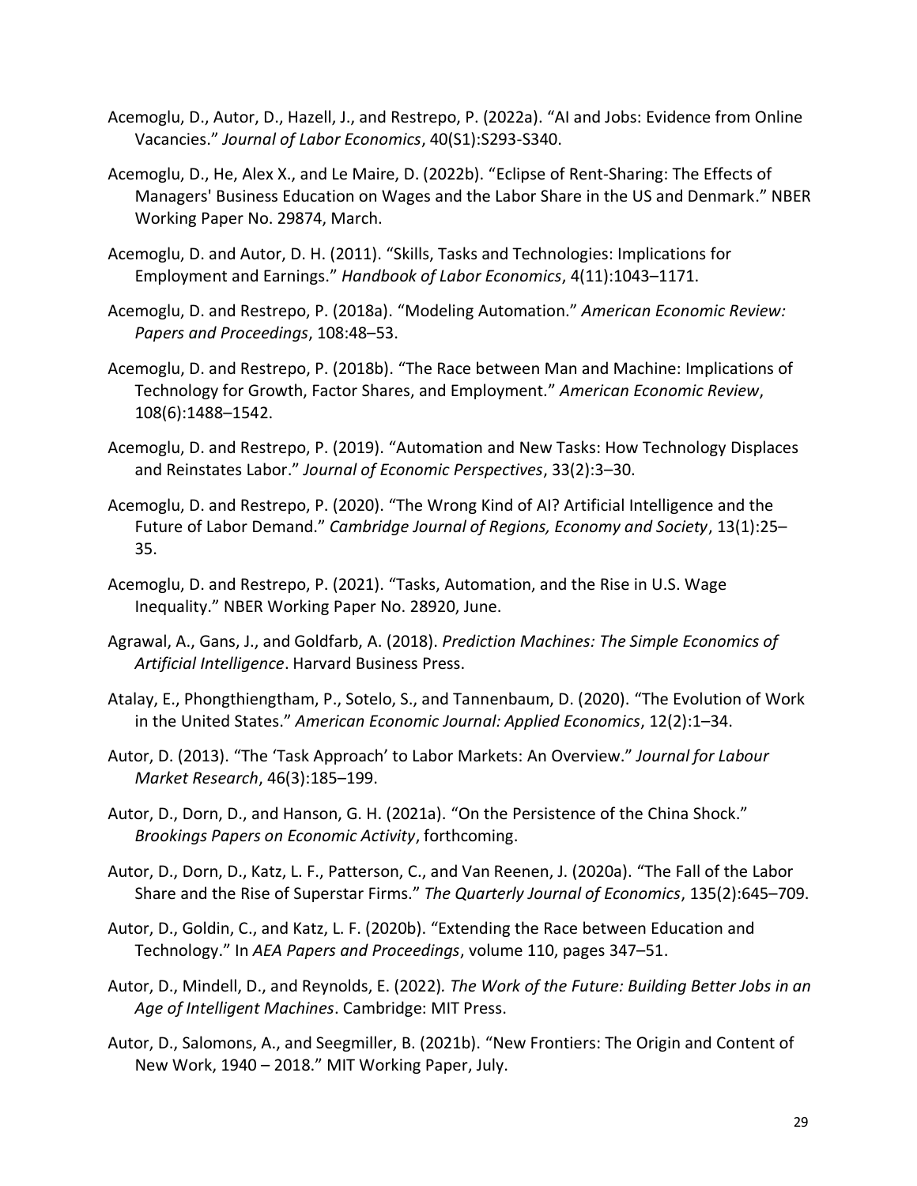Acemoglu, D., Autor, D., Hazell, J., and Restrepo, P. (2022a). “AI and Jobs: Evidence from Online Vacancies.” *Journal of Labor Economics*, 40(S1):S293-S340.

Acemoglu, D., He, Alex X., and Le Maire, D. (2022b). “Eclipse of Rent-Sharing: The Effects of Managers' Business Education on Wages and the Labor Share in the US and Denmark.” NBER Working Paper No. 29874, March.

Acemoglu, D. and Autor, D. H. (2011). “Skills, Tasks and Technologies: Implications for Employment and Earnings.” *Handbook of Labor Economics*, 4(11):1043–1171.

Acemoglu, D. and Restrepo, P. (2018a). “Modeling Automation.” *American Economic Review: Papers and Proceedings*, 108:48–53.

Acemoglu, D. and Restrepo, P. (2018b). “The Race between Man and Machine: Implications of Technology for Growth, Factor Shares, and Employment.” *American Economic Review*, 108(6):1488–1542.

Acemoglu, D. and Restrepo, P. (2019). “Automation and New Tasks: How Technology Displaces and Reinstates Labor.” *Journal of Economic Perspectives*, 33(2):3–30.

Acemoglu, D. and Restrepo, P. (2020). “The Wrong Kind of AI? Artificial Intelligence and the Future of Labor Demand.” *Cambridge Journal of Regions, Economy and Society*, 13(1):25–35.

Acemoglu, D. and Restrepo, P. (2021). “Tasks, Automation, and the Rise in U.S. Wage Inequality.” NBER Working Paper No. 28920, June.

Agrawal, A., Gans, J., and Goldfarb, A. (2018). *Prediction Machines: The Simple Economics of Artificial Intelligence*. Harvard Business Press.

Atalay, E., Phongthiengtham, P., Sotelo, S., and Tannenbaum, D. (2020). “The Evolution of Work in the United States.” *American Economic Journal: Applied Economics*, 12(2):1–34.

Autor, D. (2013). “The ‘Task Approach’ to Labor Markets: An Overview.” *Journal for Labour Market Research*, 46(3):185–199.

Autor, D., Dorn, D., and Hanson, G. H. (2021a). “On the Persistence of the China Shock.” *Brookings Papers on Economic Activity*, forthcoming.

Autor, D., Dorn, D., Katz, L. F., Patterson, C., and Van Reenen, J. (2020a). “The Fall of the Labor Share and the Rise of Superstar Firms.” *The Quarterly Journal of Economics*, 135(2):645–709.

Autor, D., Goldin, C., and Katz, L. F. (2020b). “Extending the Race between Education and Technology.” In *AEA Papers and Proceedings*, volume 110, pages 347–51.

Autor, D., Mindell, D., and Reynolds, E. (2022). *The Work of the Future: Building Better Jobs in an Age of Intelligent Machines*. Cambridge: MIT Press.

Autor, D., Salomons, A., and Seegmiller, B. (2021b). “New Frontiers: The Origin and Content of New Work, 1940 – 2018.” MIT Working Paper, July.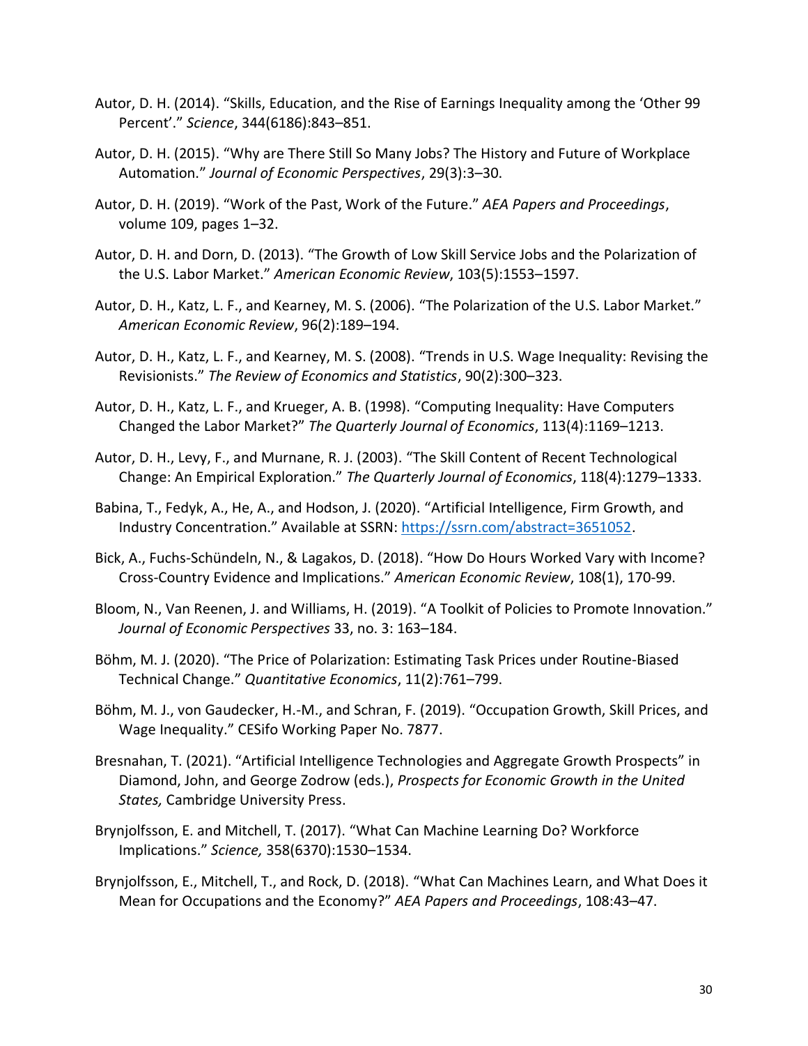Autor, D. H. (2014). “Skills, Education, and the Rise of Earnings Inequality among the ‘Other 99 Percent’.” *Science*, 344(6186):843–851.

Autor, D. H. (2015). “Why are There Still So Many Jobs? The History and Future of Workplace Automation.” *Journal of Economic Perspectives*, 29(3):3–30.

Autor, D. H. (2019). “Work of the Past, Work of the Future.” *AEA Papers and Proceedings*, volume 109, pages 1–32.

Autor, D. H. and Dorn, D. (2013). “The Growth of Low Skill Service Jobs and the Polarization of the U.S. Labor Market.” *American Economic Review*, 103(5):1553–1597.

Autor, D. H., Katz, L. F., and Kearney, M. S. (2006). “The Polarization of the U.S. Labor Market.” *American Economic Review*, 96(2):189–194.

Autor, D. H., Katz, L. F., and Kearney, M. S. (2008). “Trends in U.S. Wage Inequality: Revising the Revisionists.” *The Review of Economics and Statistics*, 90(2):300–323.

Autor, D. H., Katz, L. F., and Krueger, A. B. (1998). “Computing Inequality: Have Computers Changed the Labor Market?” *The Quarterly Journal of Economics*, 113(4):1169–1213.

Autor, D. H., Levy, F., and Murnane, R. J. (2003). “The Skill Content of Recent Technological Change: An Empirical Exploration.” *The Quarterly Journal of Economics*, 118(4):1279–1333.

Babina, T., Fedyk, A., He, A., and Hodson, J. (2020). “Artificial Intelligence, Firm Growth, and Industry Concentration.” Available at SSRN: https://ssrn.com/abstract=3651052.

Bick, A., Fuchs-Schündeln, N., & Lagakos, D. (2018). “How Do Hours Worked Vary with Income? Cross-Country Evidence and Implications.” *American Economic Review*, 108(1), 170-99.

Bloom, N., Van Reenen, J. and Williams, H. (2019). “A Toolkit of Policies to Promote Innovation.” *Journal of Economic Perspectives* 33, no. 3: 163–184.

Böhm, M. J. (2020). “The Price of Polarization: Estimating Task Prices under Routine-Biased Technical Change.” *Quantitative Economics*, 11(2):761–799.

Böhm, M. J., von Gaudecker, H.-M., and Schran, F. (2019). “Occupation Growth, Skill Prices, and Wage Inequality.” CESifo Working Paper No. 7877.

Bresnahan, T. (2021). “Artificial Intelligence Technologies and Aggregate Growth Prospects” in Diamond, John, and George Zodrow (eds.), *Prospects for Economic Growth in the United States,* Cambridge University Press.

Brynjolfsson, E. and Mitchell, T. (2017). “What Can Machine Learning Do? Workforce Implications.” *Science,* 358(6370):1530–1534.

Brynjolfsson, E., Mitchell, T., and Rock, D. (2018). “What Can Machines Learn, and What Does it Mean for Occupations and the Economy?” *AEA Papers and Proceedings*, 108:43–47.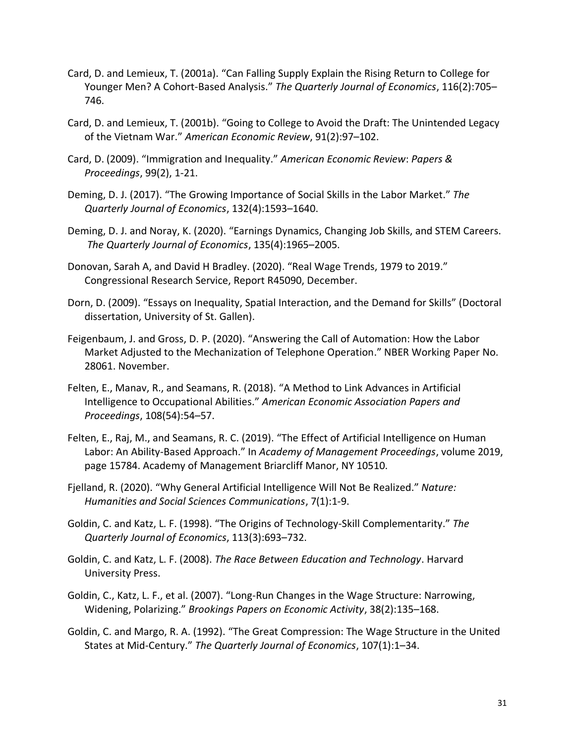Card, D. and Lemieux, T. (2001a). "Can Falling Supply Explain the Rising Return to College for Younger Men? A Cohort-Based Analysis." *The Quarterly Journal of Economics*, 116(2):705–746.

Card, D. and Lemieux, T. (2001b). "Going to College to Avoid the Draft: The Unintended Legacy of the Vietnam War." *American Economic Review*, 91(2):97–102.

Card, D. (2009). "Immigration and Inequality." *American Economic Review*: *Papers & Proceedings*, 99(2), 1-21.

Deming, D. J. (2017). "The Growing Importance of Social Skills in the Labor Market." *The Quarterly Journal of Economics*, 132(4):1593–1640.

Deming, D. J. and Noray, K. (2020). "Earnings Dynamics, Changing Job Skills, and STEM Careers. *The Quarterly Journal of Economics*, 135(4):1965–2005.

Donovan, Sarah A, and David H Bradley. (2020). "Real Wage Trends, 1979 to 2019." Congressional Research Service, Report R45090, December.

Dorn, D. (2009). "Essays on Inequality, Spatial Interaction, and the Demand for Skills" (Doctoral dissertation, University of St. Gallen).

Feigenbaum, J. and Gross, D. P. (2020). "Answering the Call of Automation: How the Labor Market Adjusted to the Mechanization of Telephone Operation." NBER Working Paper No. 28061. November.

Felten, E., Manav, R., and Seamans, R. (2018). "A Method to Link Advances in Artificial Intelligence to Occupational Abilities." *American Economic Association Papers and Proceedings*, 108(54):54–57.

Felten, E., Raj, M., and Seamans, R. C. (2019). "The Effect of Artificial Intelligence on Human Labor: An Ability-Based Approach." In *Academy of Management Proceedings*, volume 2019, page 15784. Academy of Management Briarcliff Manor, NY 10510.

Fjelland, R. (2020). "Why General Artificial Intelligence Will Not Be Realized." *Nature: Humanities and Social Sciences Communications*, 7(1):1-9.

Goldin, C. and Katz, L. F. (1998). "The Origins of Technology-Skill Complementarity." *The Quarterly Journal of Economics*, 113(3):693–732.

Goldin, C. and Katz, L. F. (2008). *The Race Between Education and Technology*. Harvard University Press.

Goldin, C., Katz, L. F., et al. (2007). "Long-Run Changes in the Wage Structure: Narrowing, Widening, Polarizing." *Brookings Papers on Economic Activity*, 38(2):135–168.

Goldin, C. and Margo, R. A. (1992). "The Great Compression: The Wage Structure in the United States at Mid-Century." *The Quarterly Journal of Economics*, 107(1):1–34.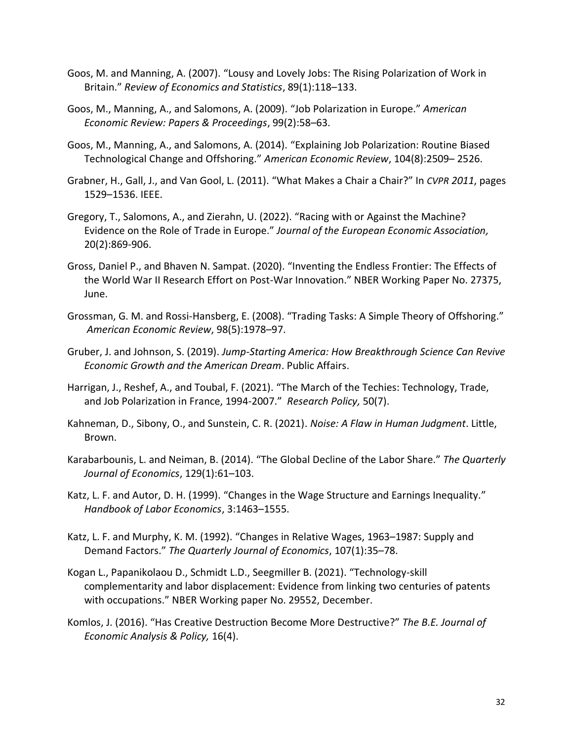Goos, M. and Manning, A. (2007). “Lousy and Lovely Jobs: The Rising Polarization of Work in Britain.” *Review of Economics and Statistics*, 89(1):118–133.

Goos, M., Manning, A., and Salomons, A. (2009). “Job Polarization in Europe.” *American Economic Review: Papers & Proceedings*, 99(2):58–63.

Goos, M., Manning, A., and Salomons, A. (2014). “Explaining Job Polarization: Routine Biased Technological Change and Offshoring.” *American Economic Review*, 104(8):2509– 2526.

Grabner, H., Gall, J., and Van Gool, L. (2011). “What Makes a Chair a Chair?” In *CVPR 2011*, pages 1529–1536. IEEE.

Gregory, T., Salomons, A., and Zierahn, U. (2022). “Racing with or Against the Machine? Evidence on the Role of Trade in Europe.” *Journal of the European Economic Association,* 20(2):869-906.

Gross, Daniel P., and Bhaven N. Sampat. (2020). “Inventing the Endless Frontier: The Effects of the World War II Research Effort on Post-War Innovation.” NBER Working Paper No. 27375, June.

Grossman, G. M. and Rossi-Hansberg, E. (2008). “Trading Tasks: A Simple Theory of Offshoring.” *American Economic Review*, 98(5):1978–97.

Gruber, J. and Johnson, S. (2019). *Jump-Starting America: How Breakthrough Science Can Revive Economic Growth and the American Dream*. Public Affairs.

Harrigan, J., Reshef, A., and Toubal, F. (2021). “The March of the Techies: Technology, Trade, and Job Polarization in France, 1994-2007.” *Research Policy,* 50(7).

Kahneman, D., Sibony, O., and Sunstein, C. R. (2021). *Noise: A Flaw in Human Judgment*. Little, Brown.

Karabarbounis, L. and Neiman, B. (2014). “The Global Decline of the Labor Share.” *The Quarterly Journal of Economics*, 129(1):61–103.

Katz, L. F. and Autor, D. H. (1999). “Changes in the Wage Structure and Earnings Inequality.” *Handbook of Labor Economics*, 3:1463–1555.

Katz, L. F. and Murphy, K. M. (1992). “Changes in Relative Wages, 1963–1987: Supply and Demand Factors.” *The Quarterly Journal of Economics*, 107(1):35–78.

Kogan L., Papanikolaou D., Schmidt L.D., Seegmiller B. (2021). “Technology-skill complementarity and labor displacement: Evidence from linking two centuries of patents with occupations.” NBER Working paper No. 29552, December.

Komlos, J. (2016). “Has Creative Destruction Become More Destructive?” *The B.E. Journal of Economic Analysis & Policy,* 16(4).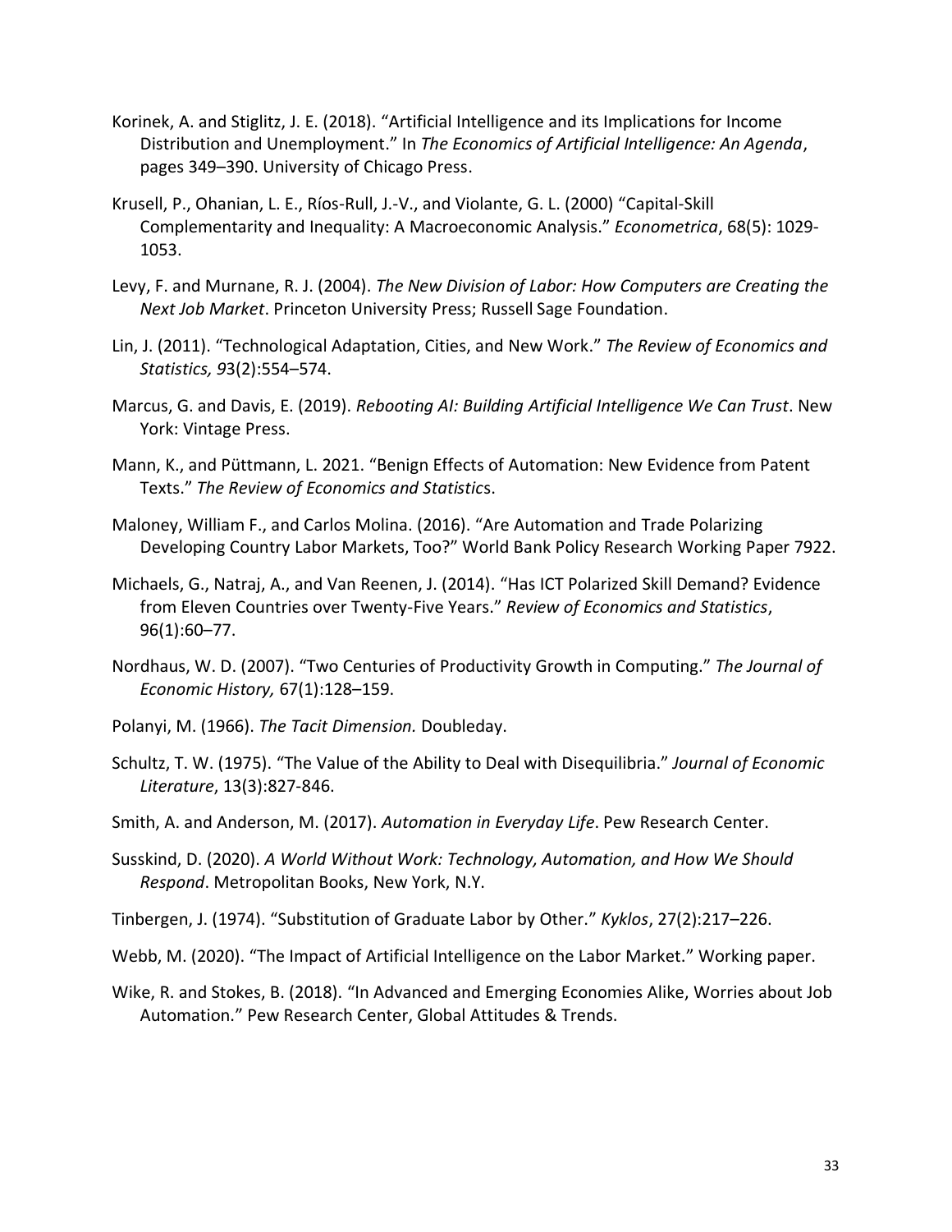Korinek, A. and Stiglitz, J. E. (2018). "Artificial Intelligence and its Implications for Income Distribution and Unemployment." In *The Economics of Artificial Intelligence: An Agenda*, pages 349–390. University of Chicago Press.

Krusell, P., Ohanian, L. E., Ríos-Rull, J.-V., and Violante, G. L. (2000) "Capital-Skill Complementarity and Inequality: A Macroeconomic Analysis." *Econometrica*, 68(5): 1029-1053.

Levy, F. and Murnane, R. J. (2004). *The New Division of Labor: How Computers are Creating the Next Job Market*. Princeton University Press; Russell Sage Foundation.

Lin, J. (2011). "Technological Adaptation, Cities, and New Work." *The Review of Economics and Statistics, 9*3(2):554–574.

Marcus, G. and Davis, E. (2019). *Rebooting AI: Building Artificial Intelligence We Can Trust*. New York: Vintage Press.

Mann, K., and Püttmann, L. 2021. "Benign Effects of Automation: New Evidence from Patent Texts." *The Review of Economics and Statistic*s.

Maloney, William F., and Carlos Molina. (2016). "Are Automation and Trade Polarizing Developing Country Labor Markets, Too?" World Bank Policy Research Working Paper 7922.

Michaels, G., Natraj, A., and Van Reenen, J. (2014). "Has ICT Polarized Skill Demand? Evidence from Eleven Countries over Twenty-Five Years." *Review of Economics and Statistics*, 96(1):60–77.

Nordhaus, W. D. (2007). "Two Centuries of Productivity Growth in Computing." *The Journal of Economic History,* 67(1):128–159.

Polanyi, M. (1966). *The Tacit Dimension.* Doubleday.

Schultz, T. W. (1975). "The Value of the Ability to Deal with Disequilibria." *Journal of Economic Literature*, 13(3):827-846.

Smith, A. and Anderson, M. (2017). *Automation in Everyday Life*. Pew Research Center.

Susskind, D. (2020). *A World Without Work: Technology, Automation, and How We Should Respond*. Metropolitan Books, New York, N.Y.

Tinbergen, J. (1974). "Substitution of Graduate Labor by Other." *Kyklos*, 27(2):217–226.

Webb, M. (2020). "The Impact of Artificial Intelligence on the Labor Market." Working paper.

Wike, R. and Stokes, B. (2018). "In Advanced and Emerging Economies Alike, Worries about Job Automation." Pew Research Center, Global Attitudes & Trends.